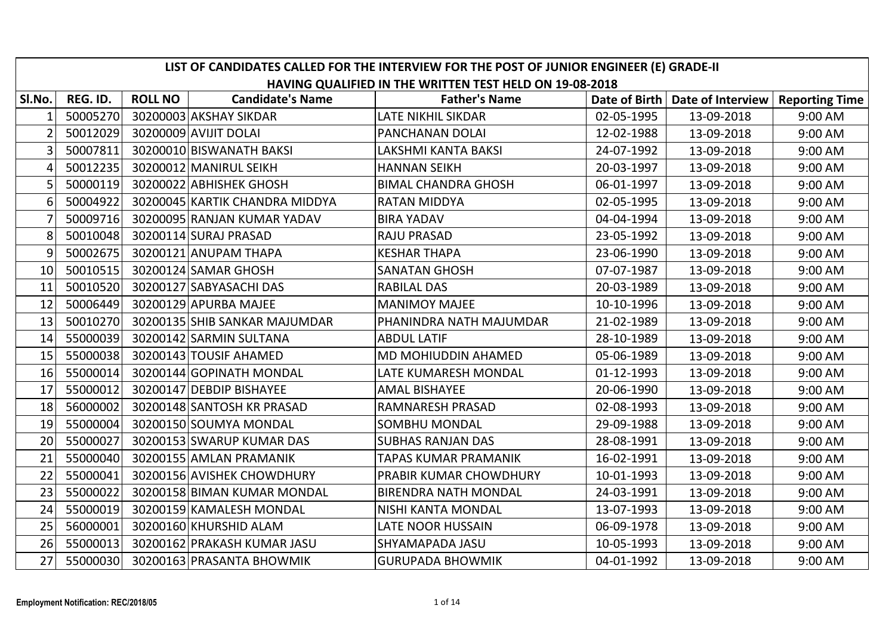# LIST OF CANDIDATES CALLED FOR THE INTERVIEW FOR THE POST OF JUNIOR ENGINEER (E) GRADE-II

## HAVING QUALIFIED IN THE WRITTEN TEST HELD ON 19-08-2018

| Sl.No. | REG. ID. | ROLL NO | Candidate's Name | Father's Name | Date of Birth | Date of Interview | Reporting Time |
|---|---|---|---|---|---|---|---|
| 1 | 50005270 | 30200003 | AKSHAY SIKDAR | LATE NIKHIL SIKDAR | 02-05-1995 | 13-09-2018 | 9:00 AM |
| 2 | 50012029 | 30200009 | AVIJIT DOLAI | PANCHANAN DOLAI | 12-02-1988 | 13-09-2018 | 9:00 AM |
| 3 | 50007811 | 30200010 | BISWANATH BAKSI | LAKSHMI KANTA BAKSI | 24-07-1992 | 13-09-2018 | 9:00 AM |
| 4 | 50012235 | 30200012 | MANIRUL SEIKH | HANNAN SEIKH | 20-03-1997 | 13-09-2018 | 9:00 AM |
| 5 | 50000119 | 30200022 | ABHISHEK GHOSH | BIMAL CHANDRA GHOSH | 06-01-1997 | 13-09-2018 | 9:00 AM |
| 6 | 50004922 | 30200045 | KARTIK CHANDRA MIDDYA | RATAN MIDDYA | 02-05-1995 | 13-09-2018 | 9:00 AM |
| 7 | 50009716 | 30200095 | RANJAN KUMAR YADAV | BIRA YADAV | 04-04-1994 | 13-09-2018 | 9:00 AM |
| 8 | 50010048 | 30200114 | SURAJ PRASAD | RAJU PRASAD | 23-05-1992 | 13-09-2018 | 9:00 AM |
| 9 | 50002675 | 30200121 | ANUPAM THAPA | KESHAR THAPA | 23-06-1990 | 13-09-2018 | 9:00 AM |
| 10 | 50010515 | 30200124 | SAMAR GHOSH | SANATAN GHOSH | 07-07-1987 | 13-09-2018 | 9:00 AM |
| 11 | 50010520 | 30200127 | SABYASACHI DAS | RABILAL DAS | 20-03-1989 | 13-09-2018 | 9:00 AM |
| 12 | 50006449 | 30200129 | APURBA MAJEE | MANIMOY MAJEE | 10-10-1996 | 13-09-2018 | 9:00 AM |
| 13 | 50010270 | 30200135 | SHIB SANKAR MAJUMDAR | PHANINDRA NATH MAJUMDAR | 21-02-1989 | 13-09-2018 | 9:00 AM |
| 14 | 55000039 | 30200142 | SARMIN SULTANA | ABDUL LATIF | 28-10-1989 | 13-09-2018 | 9:00 AM |
| 15 | 55000038 | 30200143 | TOUSIF AHAMED | MD MOHIUDDIN AHAMED | 05-06-1989 | 13-09-2018 | 9:00 AM |
| 16 | 55000014 | 30200144 | GOPINATH MONDAL | LATE KUMARESH MONDAL | 01-12-1993 | 13-09-2018 | 9:00 AM |
| 17 | 55000012 | 30200147 | DEBDIP BISHAYEE | AMAL BISHAYEE | 20-06-1990 | 13-09-2018 | 9:00 AM |
| 18 | 56000002 | 30200148 | SANTOSH KR PRASAD | RAMNARESH PRASAD | 02-08-1993 | 13-09-2018 | 9:00 AM |
| 19 | 55000004 | 30200150 | SOUMYA MONDAL | SOMBHU MONDAL | 29-09-1988 | 13-09-2018 | 9:00 AM |
| 20 | 55000027 | 30200153 | SWARUP KUMAR DAS | SUBHAS RANJAN DAS | 28-08-1991 | 13-09-2018 | 9:00 AM |
| 21 | 55000040 | 30200155 | AMLAN PRAMANIK | TAPAS KUMAR PRAMANIK | 16-02-1991 | 13-09-2018 | 9:00 AM |
| 22 | 55000041 | 30200156 | AVISHEK CHOWDHURY | PRABIR KUMAR CHOWDHURY | 10-01-1993 | 13-09-2018 | 9:00 AM |
| 23 | 55000022 | 30200158 | BIMAN KUMAR MONDAL | BIRENDRA NATH MONDAL | 24-03-1991 | 13-09-2018 | 9:00 AM |
| 24 | 55000019 | 30200159 | KAMALESH MONDAL | NISHI KANTA MONDAL | 13-07-1993 | 13-09-2018 | 9:00 AM |
| 25 | 56000001 | 30200160 | KHURSHID ALAM | LATE NOOR HUSSAIN | 06-09-1978 | 13-09-2018 | 9:00 AM |
| 26 | 55000013 | 30200162 | PRAKASH KUMAR JASU | SHYAMAPADA JASU | 10-05-1993 | 13-09-2018 | 9:00 AM |
| 27 | 55000030 | 30200163 | PRASANTA BHOWMIK | GURUPADA BHOWMIK | 04-01-1992 | 13-09-2018 | 9:00 AM |

**Employment Notification: REC/2018/05**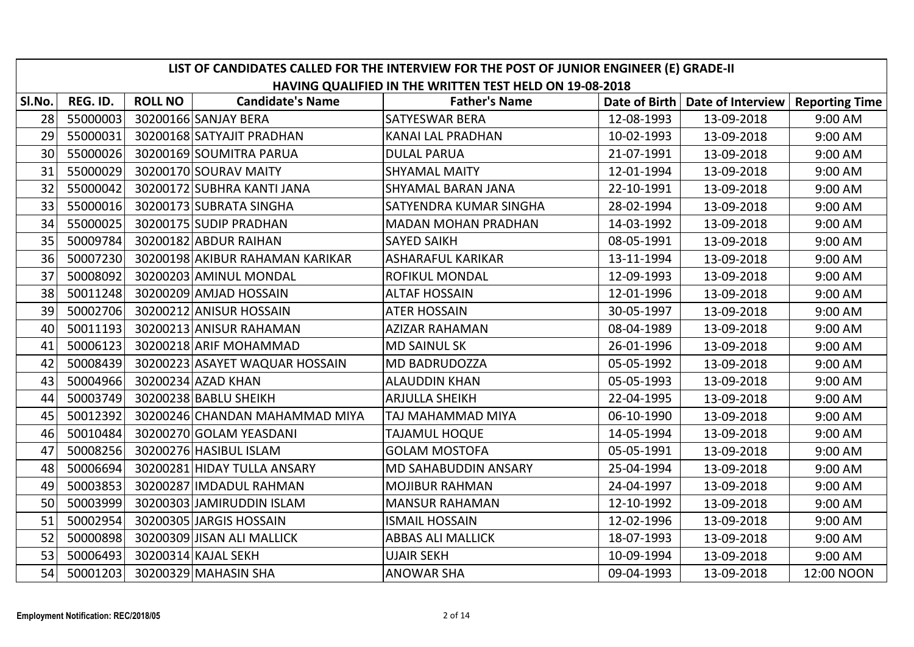| LIST OF CANDIDATES CALLED FOR THE INTERVIEW FOR THE POST OF JUNIOR ENGINEER (E) GRADE-II HAVING QUALIFIED IN THE WRITTEN TEST HELD ON 19-08-2018 | | | | | | | |
|---|---|---|---|---|---|---|---|
| Sl.No. | REG. ID. | ROLL NO | Candidate's Name | Father's Name | Date of Birth | Date of Interview | Reporting Time |
| 28 | 55000003 | 30200166 | SANJAY BERA | SATYESWAR BERA | 12-08-1993 | 13-09-2018 | 9:00 AM |
| 29 | 55000031 | 30200168 | SATYAJIT PRADHAN | KANAI LAL PRADHAN | 10-02-1993 | 13-09-2018 | 9:00 AM |
| 30 | 55000026 | 30200169 | SOUMITRA PARUA | DULAL PARUA | 21-07-1991 | 13-09-2018 | 9:00 AM |
| 31 | 55000029 | 30200170 | SOURAV MAITY | SHYAMAL MAITY | 12-01-1994 | 13-09-2018 | 9:00 AM |
| 32 | 55000042 | 30200172 | SUBHRA KANTI JANA | SHYAMAL BARAN JANA | 22-10-1991 | 13-09-2018 | 9:00 AM |
| 33 | 55000016 | 30200173 | SUBRATA SINGHA | SATYENDRA KUMAR SINGHA | 28-02-1994 | 13-09-2018 | 9:00 AM |
| 34 | 55000025 | 30200175 | SUDIP PRADHAN | MADAN MOHAN PRADHAN | 14-03-1992 | 13-09-2018 | 9:00 AM |
| 35 | 50009784 | 30200182 | ABDUR RAIHAN | SAYED SAIKH | 08-05-1991 | 13-09-2018 | 9:00 AM |
| 36 | 50007230 | 30200198 | AKIBUR RAHAMAN KARIKAR | ASHARAFUL KARIKAR | 13-11-1994 | 13-09-2018 | 9:00 AM |
| 37 | 50008092 | 30200203 | AMINUL MONDAL | ROFIKUL MONDAL | 12-09-1993 | 13-09-2018 | 9:00 AM |
| 38 | 50011248 | 30200209 | AMJAD HOSSAIN | ALTAF HOSSAIN | 12-01-1996 | 13-09-2018 | 9:00 AM |
| 39 | 50002706 | 30200212 | ANISUR HOSSAIN | ATER HOSSAIN | 30-05-1997 | 13-09-2018 | 9:00 AM |
| 40 | 50011193 | 30200213 | ANISUR RAHAMAN | AZIZAR RAHAMAN | 08-04-1989 | 13-09-2018 | 9:00 AM |
| 41 | 50006123 | 30200218 | ARIF MOHAMMAD | MD SAINUL SK | 26-01-1996 | 13-09-2018 | 9:00 AM |
| 42 | 50008439 | 30200223 | ASAYET WAQUAR HOSSAIN | MD BADRUDOZZA | 05-05-1992 | 13-09-2018 | 9:00 AM |
| 43 | 50004966 | 30200234 | AZAD KHAN | ALAUDDIN KHAN | 05-05-1993 | 13-09-2018 | 9:00 AM |
| 44 | 50003749 | 30200238 | BABLU SHEIKH | ARJULLA SHEIKH | 22-04-1995 | 13-09-2018 | 9:00 AM |
| 45 | 50012392 | 30200246 | CHANDAN MAHAMMAD MIYA | TAJ MAHAMMAD MIYA | 06-10-1990 | 13-09-2018 | 9:00 AM |
| 46 | 50010484 | 30200270 | GOLAM YEASDANI | TAJAMUL HOQUE | 14-05-1994 | 13-09-2018 | 9:00 AM |
| 47 | 50008256 | 30200276 | HASIBUL ISLAM | GOLAM MOSTOFA | 05-05-1991 | 13-09-2018 | 9:00 AM |
| 48 | 50006694 | 30200281 | HIDAY TULLA ANSARY | MD SAHABUDDIN ANSARY | 25-04-1994 | 13-09-2018 | 9:00 AM |
| 49 | 50003853 | 30200287 | IMDADUL RAHMAN | MOJIBUR RAHMAN | 24-04-1997 | 13-09-2018 | 9:00 AM |
| 50 | 50003999 | 30200303 | JAMIRUDDIN ISLAM | MANSUR RAHAMAN | 12-10-1992 | 13-09-2018 | 9:00 AM |
| 51 | 50002954 | 30200305 | JARGIS HOSSAIN | ISMAIL HOSSAIN | 12-02-1996 | 13-09-2018 | 9:00 AM |
| 52 | 50000898 | 30200309 | JISAN ALI MALLICK | ABBAS ALI MALLICK | 18-07-1993 | 13-09-2018 | 9:00 AM |
| 53 | 50006493 | 30200314 | KAJAL SEKH | UJAIR SEKH | 10-09-1994 | 13-09-2018 | 9:00 AM |
| 54 | 50001203 | 30200329 | MAHASIN SHA | ANOWAR SHA | 09-04-1993 | 13-09-2018 | 12:00 NOON |

**Employment Notification: REC/2018/05**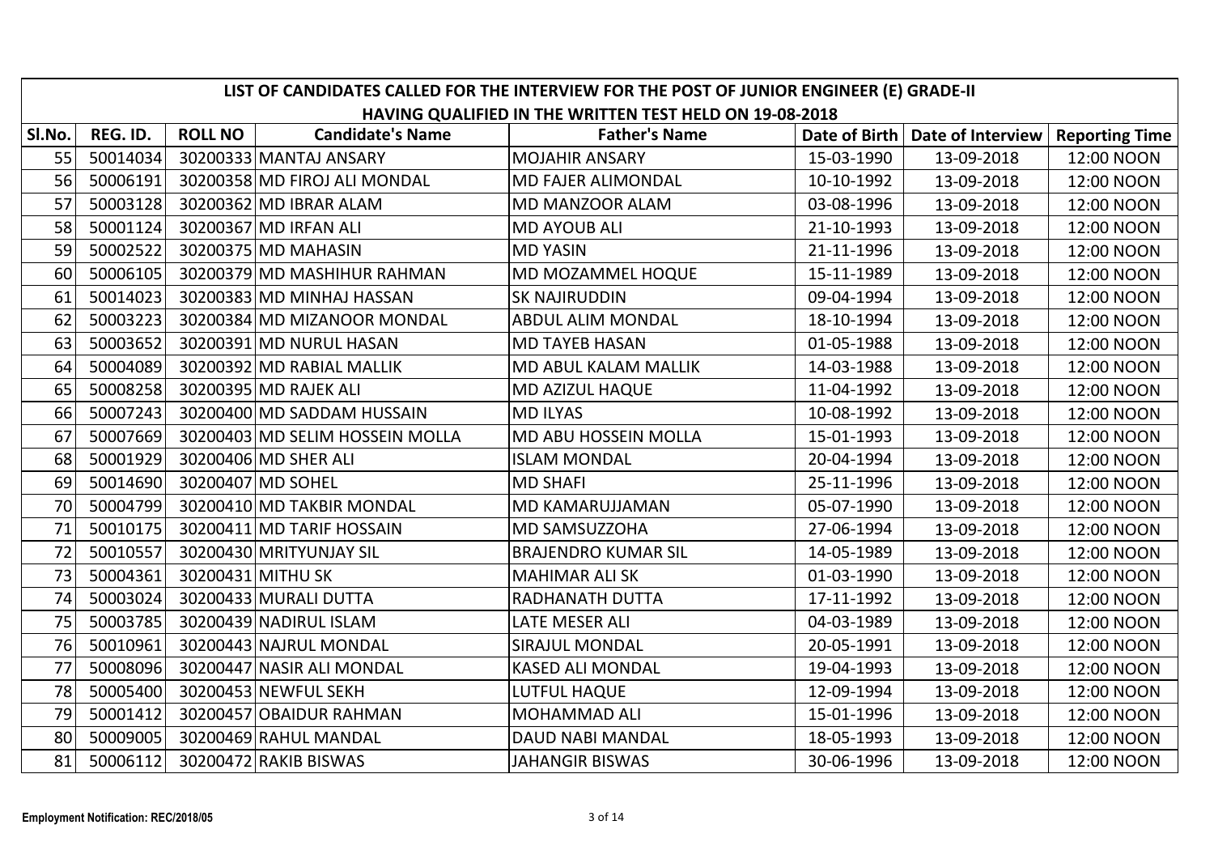| LIST OF CANDIDATES CALLED FOR THE INTERVIEW FOR THE POST OF JUNIOR ENGINEER (E) GRADE-II HAVING QUALIFIED IN THE WRITTEN TEST HELD ON 19-08-2018 | | | | | | | |
|---|---|---|---|---|---|---|---|
| Sl.No. | REG. ID. | ROLL NO | Candidate's Name | Father's Name | Date of Birth | Date of Interview | Reporting Time |
| 55 | 50014034 | 30200333 | MANTAJ ANSARY | MOJAHIR ANSARY | 15-03-1990 | 13-09-2018 | 12:00 NOON |
| 56 | 50006191 | 30200358 | MD FIROJ ALI MONDAL | MD FAJER ALIMONDAL | 10-10-1992 | 13-09-2018 | 12:00 NOON |
| 57 | 50003128 | 30200362 | MD IBRAR ALAM | MD MANZOOR ALAM | 03-08-1996 | 13-09-2018 | 12:00 NOON |
| 58 | 50001124 | 30200367 | MD IRFAN ALI | MD AYOUB ALI | 21-10-1993 | 13-09-2018 | 12:00 NOON |
| 59 | 50002522 | 30200375 | MD MAHASIN | MD YASIN | 21-11-1996 | 13-09-2018 | 12:00 NOON |
| 60 | 50006105 | 30200379 | MD MASHIHUR RAHMAN | MD MOZAMMEL HOQUE | 15-11-1989 | 13-09-2018 | 12:00 NOON |
| 61 | 50014023 | 30200383 | MD MINHAJ HASSAN | SK NAJIRUDDIN | 09-04-1994 | 13-09-2018 | 12:00 NOON |
| 62 | 50003223 | 30200384 | MD MIZANOOR MONDAL | ABDUL ALIM MONDAL | 18-10-1994 | 13-09-2018 | 12:00 NOON |
| 63 | 50003652 | 30200391 | MD NURUL HASAN | MD TAYEB HASAN | 01-05-1988 | 13-09-2018 | 12:00 NOON |
| 64 | 50004089 | 30200392 | MD RABIAL MALLIK | MD ABUL KALAM MALLIK | 14-03-1988 | 13-09-2018 | 12:00 NOON |
| 65 | 50008258 | 30200395 | MD RAJEK ALI | MD AZIZUL HAQUE | 11-04-1992 | 13-09-2018 | 12:00 NOON |
| 66 | 50007243 | 30200400 | MD SADDAM HUSSAIN | MD ILYAS | 10-08-1992 | 13-09-2018 | 12:00 NOON |
| 67 | 50007669 | 30200403 | MD SELIM HOSSEIN MOLLA | MD ABU HOSSEIN MOLLA | 15-01-1993 | 13-09-2018 | 12:00 NOON |
| 68 | 50001929 | 30200406 | MD SHER ALI | ISLAM MONDAL | 20-04-1994 | 13-09-2018 | 12:00 NOON |
| 69 | 50014690 | 30200407 | MD SOHEL | MD SHAFI | 25-11-1996 | 13-09-2018 | 12:00 NOON |
| 70 | 50004799 | 30200410 | MD TAKBIR MONDAL | MD KAMARUJJAMAN | 05-07-1990 | 13-09-2018 | 12:00 NOON |
| 71 | 50010175 | 30200411 | MD TARIF HOSSAIN | MD SAMSUZZOHA | 27-06-1994 | 13-09-2018 | 12:00 NOON |
| 72 | 50010557 | 30200430 | MRITYUNJAY SIL | BRAJENDRO KUMAR SIL | 14-05-1989 | 13-09-2018 | 12:00 NOON |
| 73 | 50004361 | 30200431 | MITHU SK | MAHIMAR ALI SK | 01-03-1990 | 13-09-2018 | 12:00 NOON |
| 74 | 50003024 | 30200433 | MURALI DUTTA | RADHANATH DUTTA | 17-11-1992 | 13-09-2018 | 12:00 NOON |
| 75 | 50003785 | 30200439 | NADIRUL ISLAM | LATE MESER ALI | 04-03-1989 | 13-09-2018 | 12:00 NOON |
| 76 | 50010961 | 30200443 | NAJRUL MONDAL | SIRAJUL MONDAL | 20-05-1991 | 13-09-2018 | 12:00 NOON |
| 77 | 50008096 | 30200447 | NASIR ALI MONDAL | KASED ALI MONDAL | 19-04-1993 | 13-09-2018 | 12:00 NOON |
| 78 | 50005400 | 30200453 | NEWFUL SEKH | LUTFUL HAQUE | 12-09-1994 | 13-09-2018 | 12:00 NOON |
| 79 | 50001412 | 30200457 | OBAIDUR RAHMAN | MOHAMMAD ALI | 15-01-1996 | 13-09-2018 | 12:00 NOON |
| 80 | 50009005 | 30200469 | RAHUL MANDAL | DAUD NABI MANDAL | 18-05-1993 | 13-09-2018 | 12:00 NOON |
| 81 | 50006112 | 30200472 | RAKIB BISWAS | JAHANGIR BISWAS | 30-06-1996 | 13-09-2018 | 12:00 NOON |

**Employment Notification: REC/2018/05**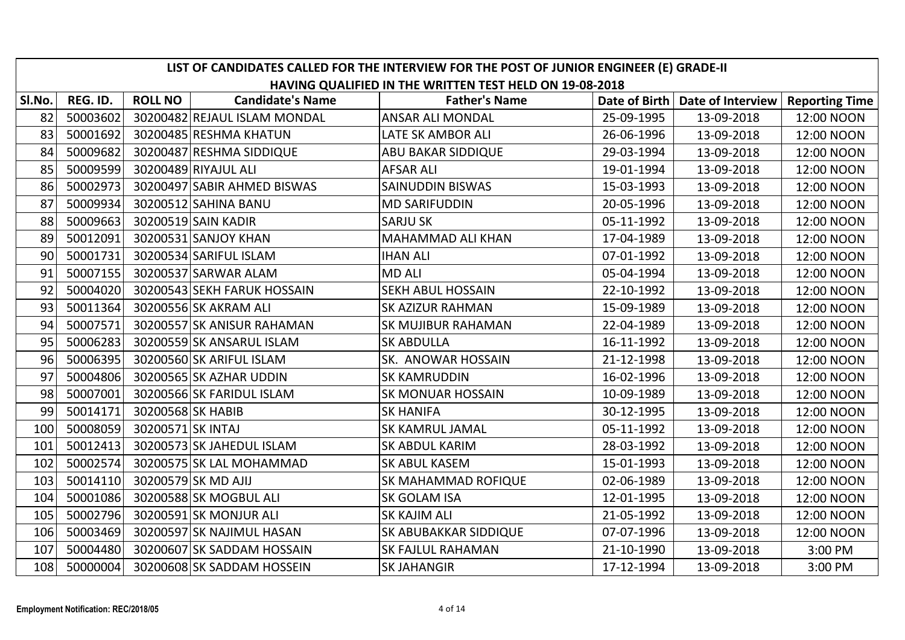| LIST OF CANDIDATES CALLED FOR THE INTERVIEW FOR THE POST OF JUNIOR ENGINEER (E) GRADE-II HAVING QUALIFIED IN THE WRITTEN TEST HELD ON 19-08-2018 | | | | | | | |
|---|---|---|---|---|---|---|---|
| Sl.No. | REG. ID. | ROLL NO | Candidate's Name | Father's Name | Date of Birth | Date of Interview | Reporting Time |
| 82 | 50003602 | 30200482 | REJAUL ISLAM MONDAL | ANSAR ALI MONDAL | 25-09-1995 | 13-09-2018 | 12:00 NOON |
| 83 | 50001692 | 30200485 | RESHMA KHATUN | LATE SK AMBOR ALI | 26-06-1996 | 13-09-2018 | 12:00 NOON |
| 84 | 50009682 | 30200487 | RESHMA SIDDIQUE | ABU BAKAR SIDDIQUE | 29-03-1994 | 13-09-2018 | 12:00 NOON |
| 85 | 50009599 | 30200489 | RIYAJUL ALI | AFSAR ALI | 19-01-1994 | 13-09-2018 | 12:00 NOON |
| 86 | 50002973 | 30200497 | SABIR AHMED BISWAS | SAINUDDIN BISWAS | 15-03-1993 | 13-09-2018 | 12:00 NOON |
| 87 | 50009934 | 30200512 | SAHINA BANU | MD SARIFUDDIN | 20-05-1996 | 13-09-2018 | 12:00 NOON |
| 88 | 50009663 | 30200519 | SAIN KADIR | SARJU SK | 05-11-1992 | 13-09-2018 | 12:00 NOON |
| 89 | 50012091 | 30200531 | SANJOY KHAN | MAHAMMAD ALI KHAN | 17-04-1989 | 13-09-2018 | 12:00 NOON |
| 90 | 50001731 | 30200534 | SARIFUL ISLAM | IHAN ALI | 07-01-1992 | 13-09-2018 | 12:00 NOON |
| 91 | 50007155 | 30200537 | SARWAR ALAM | MD ALI | 05-04-1994 | 13-09-2018 | 12:00 NOON |
| 92 | 50004020 | 30200543 | SEKH FARUK HOSSAIN | SEKH ABUL HOSSAIN | 22-10-1992 | 13-09-2018 | 12:00 NOON |
| 93 | 50011364 | 30200556 | SK AKRAM ALI | SK AZIZUR RAHMAN | 15-09-1989 | 13-09-2018 | 12:00 NOON |
| 94 | 50007571 | 30200557 | SK ANISUR RAHAMAN | SK MUJIBUR RAHAMAN | 22-04-1989 | 13-09-2018 | 12:00 NOON |
| 95 | 50006283 | 30200559 | SK ANSARUL ISLAM | SK ABDULLA | 16-11-1992 | 13-09-2018 | 12:00 NOON |
| 96 | 50006395 | 30200560 | SK ARIFUL ISLAM | SK. ANOWAR HOSSAIN | 21-12-1998 | 13-09-2018 | 12:00 NOON |
| 97 | 50004806 | 30200565 | SK AZHAR UDDIN | SK KAMRUDDIN | 16-02-1996 | 13-09-2018 | 12:00 NOON |
| 98 | 50007001 | 30200566 | SK FARIDUL ISLAM | SK MONUAR HOSSAIN | 10-09-1989 | 13-09-2018 | 12:00 NOON |
| 99 | 50014171 | 30200568 | SK HABIB | SK HANIFA | 30-12-1995 | 13-09-2018 | 12:00 NOON |
| 100 | 50008059 | 30200571 | SK INTAJ | SK KAMRUL JAMAL | 05-11-1992 | 13-09-2018 | 12:00 NOON |
| 101 | 50012413 | 30200573 | SK JAHEDUL ISLAM | SK ABDUL KARIM | 28-03-1992 | 13-09-2018 | 12:00 NOON |
| 102 | 50002574 | 30200575 | SK LAL MOHAMMAD | SK ABUL KASEM | 15-01-1993 | 13-09-2018 | 12:00 NOON |
| 103 | 50014110 | 30200579 | SK MD AJIJ | SK MAHAMMAD ROFIQUE | 02-06-1989 | 13-09-2018 | 12:00 NOON |
| 104 | 50001086 | 30200588 | SK MOGBUL ALI | SK GOLAM ISA | 12-01-1995 | 13-09-2018 | 12:00 NOON |
| 105 | 50002796 | 30200591 | SK MONJUR ALI | SK KAJIM ALI | 21-05-1992 | 13-09-2018 | 12:00 NOON |
| 106 | 50003469 | 30200597 | SK NAJIMUL HASAN | SK ABUBAKKAR SIDDIQUE | 07-07-1996 | 13-09-2018 | 12:00 NOON |
| 107 | 50004480 | 30200607 | SK SADDAM HOSSAIN | SK FAJLUL RAHAMAN | 21-10-1990 | 13-09-2018 | 3:00 PM |
| 108 | 50000004 | 30200608 | SK SADDAM HOSSEIN | SK JAHANGIR | 17-12-1994 | 13-09-2018 | 3:00 PM |

**Employment Notification: REC/2018/05**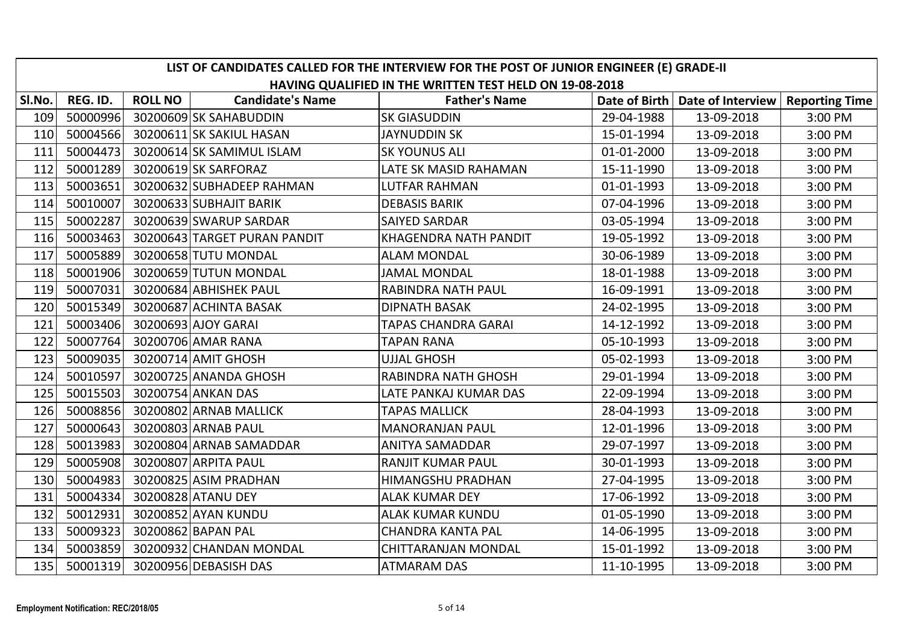| LIST OF CANDIDATES CALLED FOR THE INTERVIEW FOR THE POST OF JUNIOR ENGINEER (E) GRADE-II HAVING QUALIFIED IN THE WRITTEN TEST HELD ON 19-08-2018 | | | | | | | |
|---|---|---|---|---|---|---|---|
| Sl.No. | REG. ID. | ROLL NO | Candidate's Name | Father's Name | Date of Birth | Date of Interview | Reporting Time |
| 109 | 50000996 | 30200609 | SK SAHABUDDIN | SK GIASUDDIN | 29-04-1988 | 13-09-2018 | 3:00 PM |
| 110 | 50004566 | 30200611 | SK SAKIUL HASAN | JAYNUDDIN SK | 15-01-1994 | 13-09-2018 | 3:00 PM |
| 111 | 50004473 | 30200614 | SK SAMIMUL ISLAM | SK YOUNUS ALI | 01-01-2000 | 13-09-2018 | 3:00 PM |
| 112 | 50001289 | 30200619 | SK SARFORAZ | LATE SK MASID RAHAMAN | 15-11-1990 | 13-09-2018 | 3:00 PM |
| 113 | 50003651 | 30200632 | SUBHADEEP RAHMAN | LUTFAR RAHMAN | 01-01-1993 | 13-09-2018 | 3:00 PM |
| 114 | 50010007 | 30200633 | SUBHAJIT BARIK | DEBASIS BARIK | 07-04-1996 | 13-09-2018 | 3:00 PM |
| 115 | 50002287 | 30200639 | SWARUP SARDAR | SAIYED SARDAR | 03-05-1994 | 13-09-2018 | 3:00 PM |
| 116 | 50003463 | 30200643 | TARGET PURAN PANDIT | KHAGENDRA NATH PANDIT | 19-05-1992 | 13-09-2018 | 3:00 PM |
| 117 | 50005889 | 30200658 | TUTU MONDAL | ALAM MONDAL | 30-06-1989 | 13-09-2018 | 3:00 PM |
| 118 | 50001906 | 30200659 | TUTUN MONDAL | JAMAL MONDAL | 18-01-1988 | 13-09-2018 | 3:00 PM |
| 119 | 50007031 | 30200684 | ABHISHEK PAUL | RABINDRA NATH PAUL | 16-09-1991 | 13-09-2018 | 3:00 PM |
| 120 | 50015349 | 30200687 | ACHINTA BASAK | DIPNATH BASAK | 24-02-1995 | 13-09-2018 | 3:00 PM |
| 121 | 50003406 | 30200693 | AJOY GARAI | TAPAS CHANDRA GARAI | 14-12-1992 | 13-09-2018 | 3:00 PM |
| 122 | 50007764 | 30200706 | AMAR RANA | TAPAN RANA | 05-10-1993 | 13-09-2018 | 3:00 PM |
| 123 | 50009035 | 30200714 | AMIT GHOSH | UJJAL GHOSH | 05-02-1993 | 13-09-2018 | 3:00 PM |
| 124 | 50010597 | 30200725 | ANANDA GHOSH | RABINDRA NATH GHOSH | 29-01-1994 | 13-09-2018 | 3:00 PM |
| 125 | 50015503 | 30200754 | ANKAN DAS | LATE PANKAJ KUMAR DAS | 22-09-1994 | 13-09-2018 | 3:00 PM |
| 126 | 50008856 | 30200802 | ARNAB MALLICK | TAPAS MALLICK | 28-04-1993 | 13-09-2018 | 3:00 PM |
| 127 | 50000643 | 30200803 | ARNAB PAUL | MANORANJAN PAUL | 12-01-1996 | 13-09-2018 | 3:00 PM |
| 128 | 50013983 | 30200804 | ARNAB SAMADDAR | ANITYA SAMADDAR | 29-07-1997 | 13-09-2018 | 3:00 PM |
| 129 | 50005908 | 30200807 | ARPITA PAUL | RANJIT KUMAR PAUL | 30-01-1993 | 13-09-2018 | 3:00 PM |
| 130 | 50004983 | 30200825 | ASIM PRADHAN | HIMANGSHU PRADHAN | 27-04-1995 | 13-09-2018 | 3:00 PM |
| 131 | 50004334 | 30200828 | ATANU DEY | ALAK KUMAR DEY | 17-06-1992 | 13-09-2018 | 3:00 PM |
| 132 | 50012931 | 30200852 | AYAN KUNDU | ALAK KUMAR KUNDU | 01-05-1990 | 13-09-2018 | 3:00 PM |
| 133 | 50009323 | 30200862 | BAPAN PAL | CHANDRA KANTA PAL | 14-06-1995 | 13-09-2018 | 3:00 PM |
| 134 | 50003859 | 30200932 | CHANDAN MONDAL | CHITTARANJAN MONDAL | 15-01-1992 | 13-09-2018 | 3:00 PM |
| 135 | 50001319 | 30200956 | DEBASISH DAS | ATMARAM DAS | 11-10-1995 | 13-09-2018 | 3:00 PM |

**Employment Notification: REC/2018/05**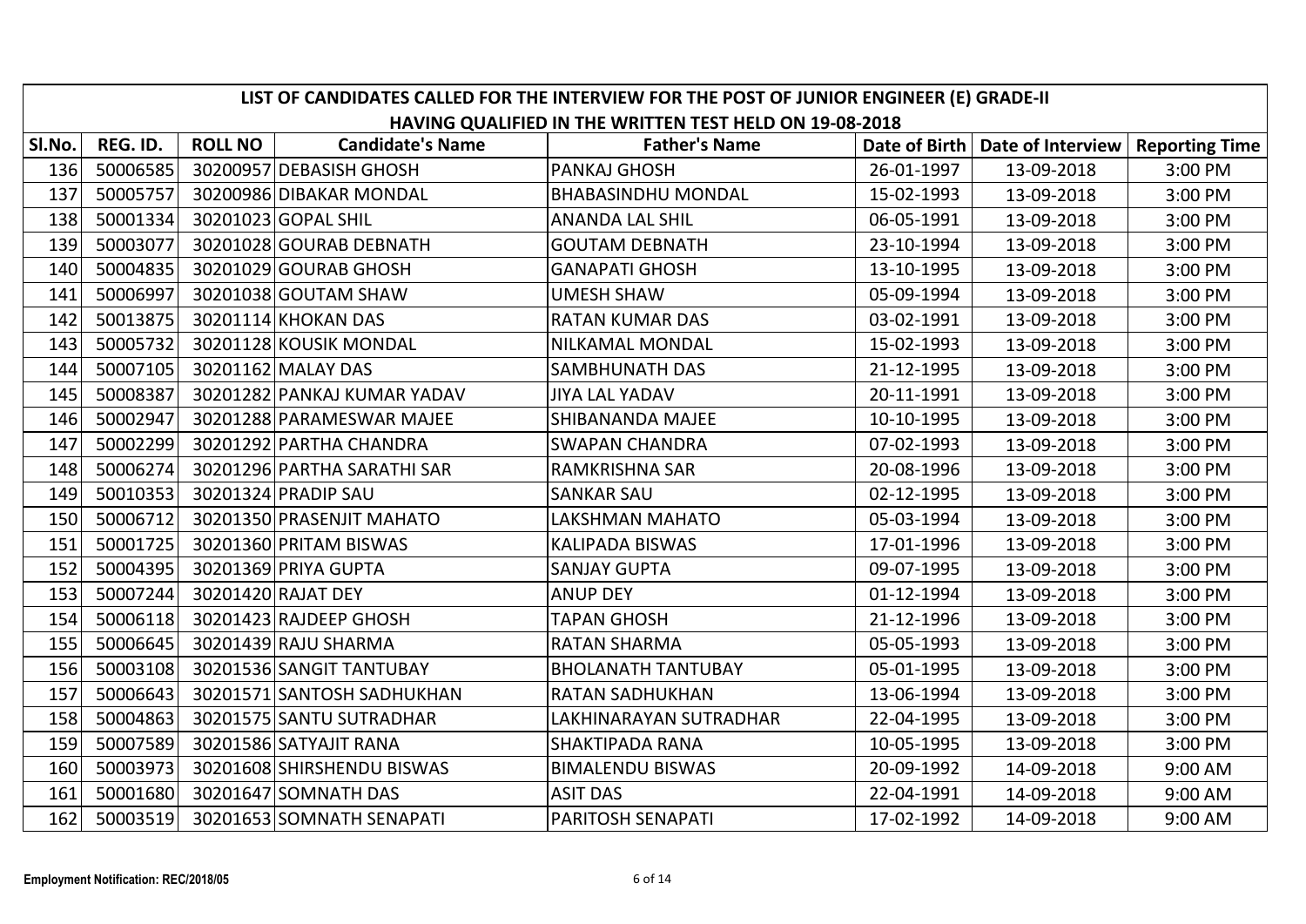| LIST OF CANDIDATES CALLED FOR THE INTERVIEW FOR THE POST OF JUNIOR ENGINEER (E) GRADE-II HAVING QUALIFIED IN THE WRITTEN TEST HELD ON 19-08-2018 | | | | | | | |
|---|---|---|---|---|---|---|---|
| Sl.No. | REG. ID. | ROLL NO | Candidate's Name | Father's Name | Date of Birth | Date of Interview | Reporting Time |
| 136 | 50006585 | 30200957 | DEBASISH GHOSH | PANKAJ GHOSH | 26-01-1997 | 13-09-2018 | 3:00 PM |
| 137 | 50005757 | 30200986 | DIBAKAR MONDAL | BHABASINDHU MONDAL | 15-02-1993 | 13-09-2018 | 3:00 PM |
| 138 | 50001334 | 30201023 | GOPAL SHIL | ANANDA LAL SHIL | 06-05-1991 | 13-09-2018 | 3:00 PM |
| 139 | 50003077 | 30201028 | GOURAB DEBNATH | GOUTAM DEBNATH | 23-10-1994 | 13-09-2018 | 3:00 PM |
| 140 | 50004835 | 30201029 | GOURAB GHOSH | GANAPATI GHOSH | 13-10-1995 | 13-09-2018 | 3:00 PM |
| 141 | 50006997 | 30201038 | GOUTAM SHAW | UMESH SHAW | 05-09-1994 | 13-09-2018 | 3:00 PM |
| 142 | 50013875 | 30201114 | KHOKAN DAS | RATAN KUMAR DAS | 03-02-1991 | 13-09-2018 | 3:00 PM |
| 143 | 50005732 | 30201128 | KOUSIK MONDAL | NILKAMAL MONDAL | 15-02-1993 | 13-09-2018 | 3:00 PM |
| 144 | 50007105 | 30201162 | MALAY DAS | SAMBHUNATH DAS | 21-12-1995 | 13-09-2018 | 3:00 PM |
| 145 | 50008387 | 30201282 | PANKAJ KUMAR YADAV | JIYA LAL YADAV | 20-11-1991 | 13-09-2018 | 3:00 PM |
| 146 | 50002947 | 30201288 | PARAMESWAR MAJEE | SHIBANANDA MAJEE | 10-10-1995 | 13-09-2018 | 3:00 PM |
| 147 | 50002299 | 30201292 | PARTHA CHANDRA | SWAPAN CHANDRA | 07-02-1993 | 13-09-2018 | 3:00 PM |
| 148 | 50006274 | 30201296 | PARTHA SARATHI SAR | RAMKRISHNA SAR | 20-08-1996 | 13-09-2018 | 3:00 PM |
| 149 | 50010353 | 30201324 | PRADIP SAU | SANKAR SAU | 02-12-1995 | 13-09-2018 | 3:00 PM |
| 150 | 50006712 | 30201350 | PRASENJIT MAHATO | LAKSHMAN MAHATO | 05-03-1994 | 13-09-2018 | 3:00 PM |
| 151 | 50001725 | 30201360 | PRITAM BISWAS | KALIPADA BISWAS | 17-01-1996 | 13-09-2018 | 3:00 PM |
| 152 | 50004395 | 30201369 | PRIYA GUPTA | SANJAY GUPTA | 09-07-1995 | 13-09-2018 | 3:00 PM |
| 153 | 50007244 | 30201420 | RAJAT DEY | ANUP DEY | 01-12-1994 | 13-09-2018 | 3:00 PM |
| 154 | 50006118 | 30201423 | RAJDEEP GHOSH | TAPAN GHOSH | 21-12-1996 | 13-09-2018 | 3:00 PM |
| 155 | 50006645 | 30201439 | RAJU SHARMA | RATAN SHARMA | 05-05-1993 | 13-09-2018 | 3:00 PM |
| 156 | 50003108 | 30201536 | SANGIT TANTUBAY | BHOLANATH TANTUBAY | 05-01-1995 | 13-09-2018 | 3:00 PM |
| 157 | 50006643 | 30201571 | SANTOSH SADHUKHAN | RATAN SADHUKHAN | 13-06-1994 | 13-09-2018 | 3:00 PM |
| 158 | 50004863 | 30201575 | SANTU SUTRADHAR | LAKHINARAYAN SUTRADHAR | 22-04-1995 | 13-09-2018 | 3:00 PM |
| 159 | 50007589 | 30201586 | SATYAJIT RANA | SHAKTIPADA RANA | 10-05-1995 | 13-09-2018 | 3:00 PM |
| 160 | 50003973 | 30201608 | SHIRSHENDU BISWAS | BIMALENDU BISWAS | 20-09-1992 | 14-09-2018 | 9:00 AM |
| 161 | 50001680 | 30201647 | SOMNATH DAS | ASIT DAS | 22-04-1991 | 14-09-2018 | 9:00 AM |
| 162 | 50003519 | 30201653 | SOMNATH SENAPATI | PARITOSH SENAPATI | 17-02-1992 | 14-09-2018 | 9:00 AM |

**Employment Notification: REC/2018/05**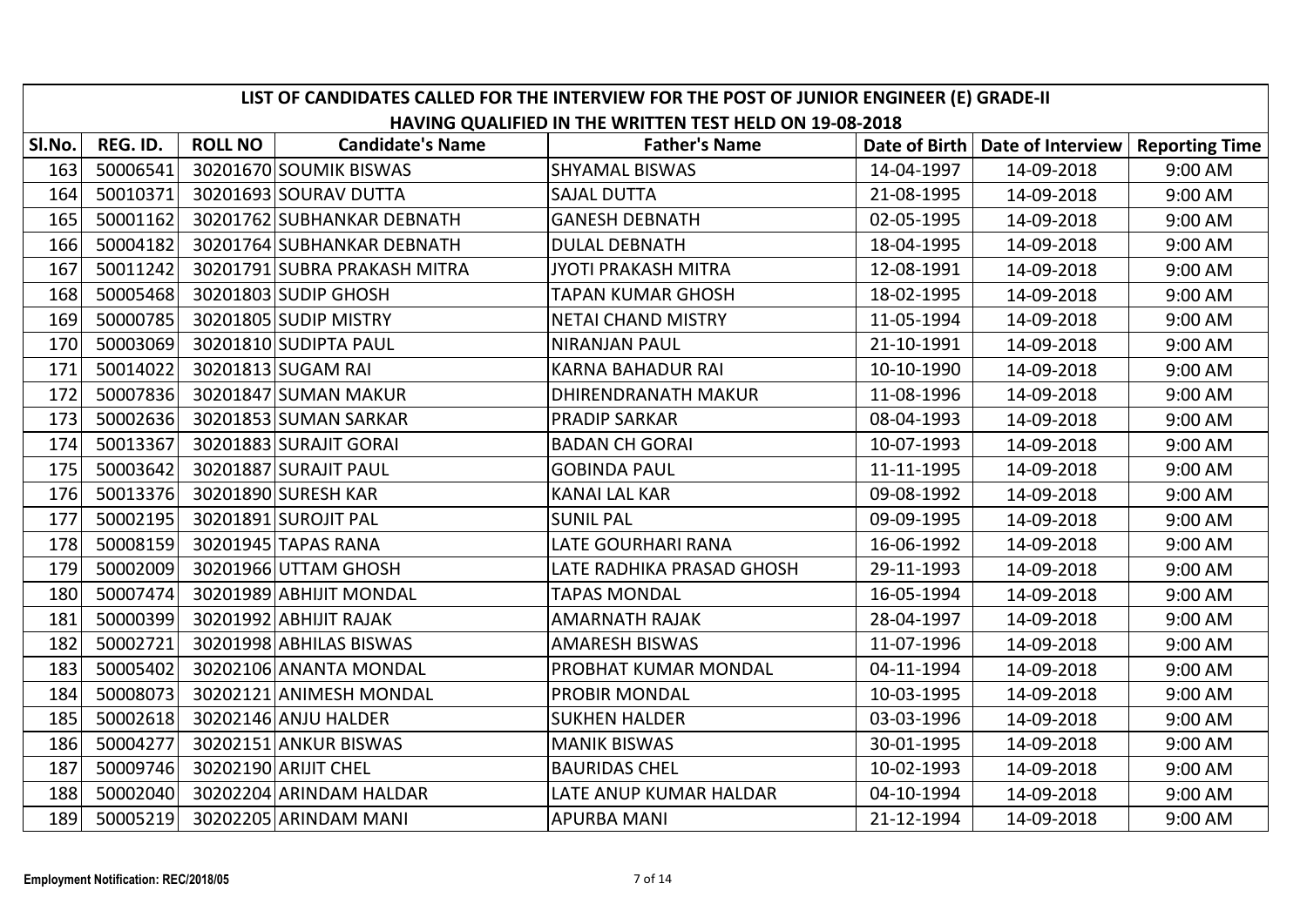| LIST OF CANDIDATES CALLED FOR THE INTERVIEW FOR THE POST OF JUNIOR ENGINEER (E) GRADE-II HAVING QUALIFIED IN THE WRITTEN TEST HELD ON 19-08-2018 | | | | | | | |
|---|---|---|---|---|---|---|---|
| Sl.No. | REG. ID. | ROLL NO | Candidate's Name | Father's Name | Date of Birth | Date of Interview | Reporting Time |
| 163 | 50006541 | 30201670 | SOUMIK BISWAS | SHYAMAL BISWAS | 14-04-1997 | 14-09-2018 | 9:00 AM |
| 164 | 50010371 | 30201693 | SOURAV DUTTA | SAJAL DUTTA | 21-08-1995 | 14-09-2018 | 9:00 AM |
| 165 | 50001162 | 30201762 | SUBHANKAR DEBNATH | GANESH DEBNATH | 02-05-1995 | 14-09-2018 | 9:00 AM |
| 166 | 50004182 | 30201764 | SUBHANKAR DEBNATH | DULAL DEBNATH | 18-04-1995 | 14-09-2018 | 9:00 AM |
| 167 | 50011242 | 30201791 | SUBRA PRAKASH MITRA | JYOTI PRAKASH MITRA | 12-08-1991 | 14-09-2018 | 9:00 AM |
| 168 | 50005468 | 30201803 | SUDIP GHOSH | TAPAN KUMAR GHOSH | 18-02-1995 | 14-09-2018 | 9:00 AM |
| 169 | 50000785 | 30201805 | SUDIP MISTRY | NETAI CHAND MISTRY | 11-05-1994 | 14-09-2018 | 9:00 AM |
| 170 | 50003069 | 30201810 | SUDIPTA PAUL | NIRANJAN PAUL | 21-10-1991 | 14-09-2018 | 9:00 AM |
| 171 | 50014022 | 30201813 | SUGAM RAI | KARNA BAHADUR RAI | 10-10-1990 | 14-09-2018 | 9:00 AM |
| 172 | 50007836 | 30201847 | SUMAN MAKUR | DHIRENDRANATH MAKUR | 11-08-1996 | 14-09-2018 | 9:00 AM |
| 173 | 50002636 | 30201853 | SUMAN SARKAR | PRADIP SARKAR | 08-04-1993 | 14-09-2018 | 9:00 AM |
| 174 | 50013367 | 30201883 | SURAJIT GORAI | BADAN CH GORAI | 10-07-1993 | 14-09-2018 | 9:00 AM |
| 175 | 50003642 | 30201887 | SURAJIT PAUL | GOBINDA PAUL | 11-11-1995 | 14-09-2018 | 9:00 AM |
| 176 | 50013376 | 30201890 | SURESH KAR | KANAI LAL KAR | 09-08-1992 | 14-09-2018 | 9:00 AM |
| 177 | 50002195 | 30201891 | SUROJIT PAL | SUNIL PAL | 09-09-1995 | 14-09-2018 | 9:00 AM |
| 178 | 50008159 | 30201945 | TAPAS RANA | LATE GOURHARI RANA | 16-06-1992 | 14-09-2018 | 9:00 AM |
| 179 | 50002009 | 30201966 | UTTAM GHOSH | LATE RADHIKA PRASAD GHOSH | 29-11-1993 | 14-09-2018 | 9:00 AM |
| 180 | 50007474 | 30201989 | ABHIJIT MONDAL | TAPAS MONDAL | 16-05-1994 | 14-09-2018 | 9:00 AM |
| 181 | 50000399 | 30201992 | ABHIJIT RAJAK | AMARNATH RAJAK | 28-04-1997 | 14-09-2018 | 9:00 AM |
| 182 | 50002721 | 30201998 | ABHILAS BISWAS | AMARESH BISWAS | 11-07-1996 | 14-09-2018 | 9:00 AM |
| 183 | 50005402 | 30202106 | ANANTA MONDAL | PROBHAT KUMAR MONDAL | 04-11-1994 | 14-09-2018 | 9:00 AM |
| 184 | 50008073 | 30202121 | ANIMESH MONDAL | PROBIR MONDAL | 10-03-1995 | 14-09-2018 | 9:00 AM |
| 185 | 50002618 | 30202146 | ANJU HALDER | SUKHEN HALDER | 03-03-1996 | 14-09-2018 | 9:00 AM |
| 186 | 50004277 | 30202151 | ANKUR BISWAS | MANIK BISWAS | 30-01-1995 | 14-09-2018 | 9:00 AM |
| 187 | 50009746 | 30202190 | ARIJIT CHEL | BAURIDAS CHEL | 10-02-1993 | 14-09-2018 | 9:00 AM |
| 188 | 50002040 | 30202204 | ARINDAM HALDAR | LATE ANUP KUMAR HALDAR | 04-10-1994 | 14-09-2018 | 9:00 AM |
| 189 | 50005219 | 30202205 | ARINDAM MANI | APURBA MANI | 21-12-1994 | 14-09-2018 | 9:00 AM |

**Employment Notification: REC/2018/05**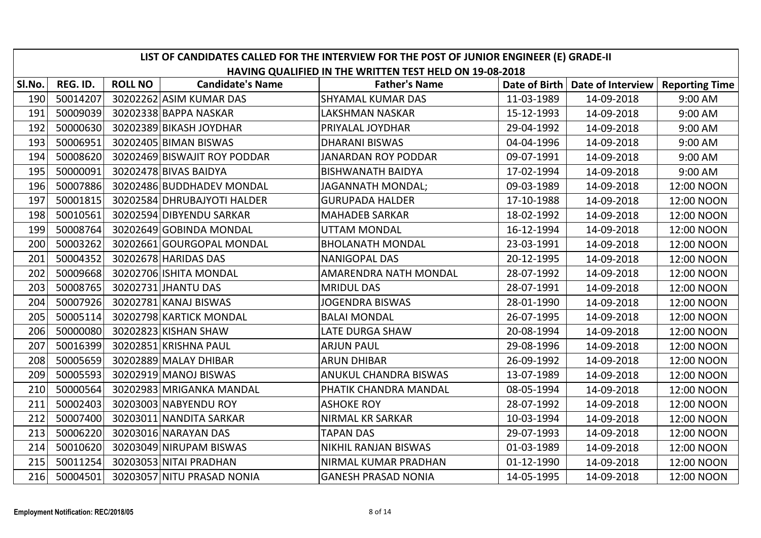## LIST OF CANDIDATES CALLED FOR THE INTERVIEW FOR THE POST OF JUNIOR ENGINEER (E) GRADE-II

### HAVING QUALIFIED IN THE WRITTEN TEST HELD ON 19-08-2018

| Sl.No. | REG. ID. | ROLL NO | Candidate's Name | Father's Name | Date of Birth | Date of Interview | Reporting Time |
|---|---|---|---|---|---|---|---|
| 190 | 50014207 | 30202262 | ASIM KUMAR DAS | SHYAMAL KUMAR DAS | 11-03-1989 | 14-09-2018 | 9:00 AM |
| 191 | 50009039 | 30202338 | BAPPA NASKAR | LAKSHMAN NASKAR | 15-12-1993 | 14-09-2018 | 9:00 AM |
| 192 | 50000630 | 30202389 | BIKASH JOYDHAR | PRIYALAL JOYDHAR | 29-04-1992 | 14-09-2018 | 9:00 AM |
| 193 | 50006951 | 30202405 | BIMAN BISWAS | DHARANI BISWAS | 04-04-1996 | 14-09-2018 | 9:00 AM |
| 194 | 50008620 | 30202469 | BISWAJIT ROY PODDAR | JANARDAN ROY PODDAR | 09-07-1991 | 14-09-2018 | 9:00 AM |
| 195 | 50000091 | 30202478 | BIVAS BAIDYA | BISHWANATH BAIDYA | 17-02-1994 | 14-09-2018 | 9:00 AM |
| 196 | 50007886 | 30202486 | BUDDHADEV MONDAL | JAGANNATH MONDAL; | 09-03-1989 | 14-09-2018 | 12:00 NOON |
| 197 | 50001815 | 30202584 | DHRUBAJYOTI HALDER | GURUPADA HALDER | 17-10-1988 | 14-09-2018 | 12:00 NOON |
| 198 | 50010561 | 30202594 | DIBYENDU SARKAR | MAHADEB SARKAR | 18-02-1992 | 14-09-2018 | 12:00 NOON |
| 199 | 50008764 | 30202649 | GOBINDA MONDAL | UTTAM MONDAL | 16-12-1994 | 14-09-2018 | 12:00 NOON |
| 200 | 50003262 | 30202661 | GOURGOPAL MONDAL | BHOLANATH MONDAL | 23-03-1991 | 14-09-2018 | 12:00 NOON |
| 201 | 50004352 | 30202678 | HARIDAS DAS | NANIGOPAL DAS | 20-12-1995 | 14-09-2018 | 12:00 NOON |
| 202 | 50009668 | 30202706 | ISHITA MONDAL | AMARENDRA NATH MONDAL | 28-07-1992 | 14-09-2018 | 12:00 NOON |
| 203 | 50008765 | 30202731 | JHANTU DAS | MRIDUL DAS | 28-07-1991 | 14-09-2018 | 12:00 NOON |
| 204 | 50007926 | 30202781 | KANAJ BISWAS | JOGENDRA BISWAS | 28-01-1990 | 14-09-2018 | 12:00 NOON |
| 205 | 50005114 | 30202798 | KARTICK MONDAL | BALAI MONDAL | 26-07-1995 | 14-09-2018 | 12:00 NOON |
| 206 | 50000080 | 30202823 | KISHAN SHAW | LATE DURGA SHAW | 20-08-1994 | 14-09-2018 | 12:00 NOON |
| 207 | 50016399 | 30202851 | KRISHNA PAUL | ARJUN PAUL | 29-08-1996 | 14-09-2018 | 12:00 NOON |
| 208 | 50005659 | 30202889 | MALAY DHIBAR | ARUN DHIBAR | 26-09-1992 | 14-09-2018 | 12:00 NOON |
| 209 | 50005593 | 30202919 | MANOJ BISWAS | ANUKUL CHANDRA BISWAS | 13-07-1989 | 14-09-2018 | 12:00 NOON |
| 210 | 50000564 | 30202983 | MRIGANKA MANDAL | PHATIK CHANDRA MANDAL | 08-05-1994 | 14-09-2018 | 12:00 NOON |
| 211 | 50002403 | 30203003 | NABYENDU ROY | ASHOKE ROY | 28-07-1992 | 14-09-2018 | 12:00 NOON |
| 212 | 50007400 | 30203011 | NANDITA SARKAR | NIRMAL KR SARKAR | 10-03-1994 | 14-09-2018 | 12:00 NOON |
| 213 | 50006220 | 30203016 | NARAYAN DAS | TAPAN DAS | 29-07-1993 | 14-09-2018 | 12:00 NOON |
| 214 | 50010620 | 30203049 | NIRUPAM BISWAS | NIKHIL RANJAN BISWAS | 01-03-1989 | 14-09-2018 | 12:00 NOON |
| 215 | 50011254 | 30203053 | NITAI PRADHAN | NIRMAL KUMAR PRADHAN | 01-12-1990 | 14-09-2018 | 12:00 NOON |
| 216 | 50004501 | 30203057 | NITU PRASAD NONIA | GANESH PRASAD NONIA | 14-05-1995 | 14-09-2018 | 12:00 NOON |

**Employment Notification: REC/2018/05**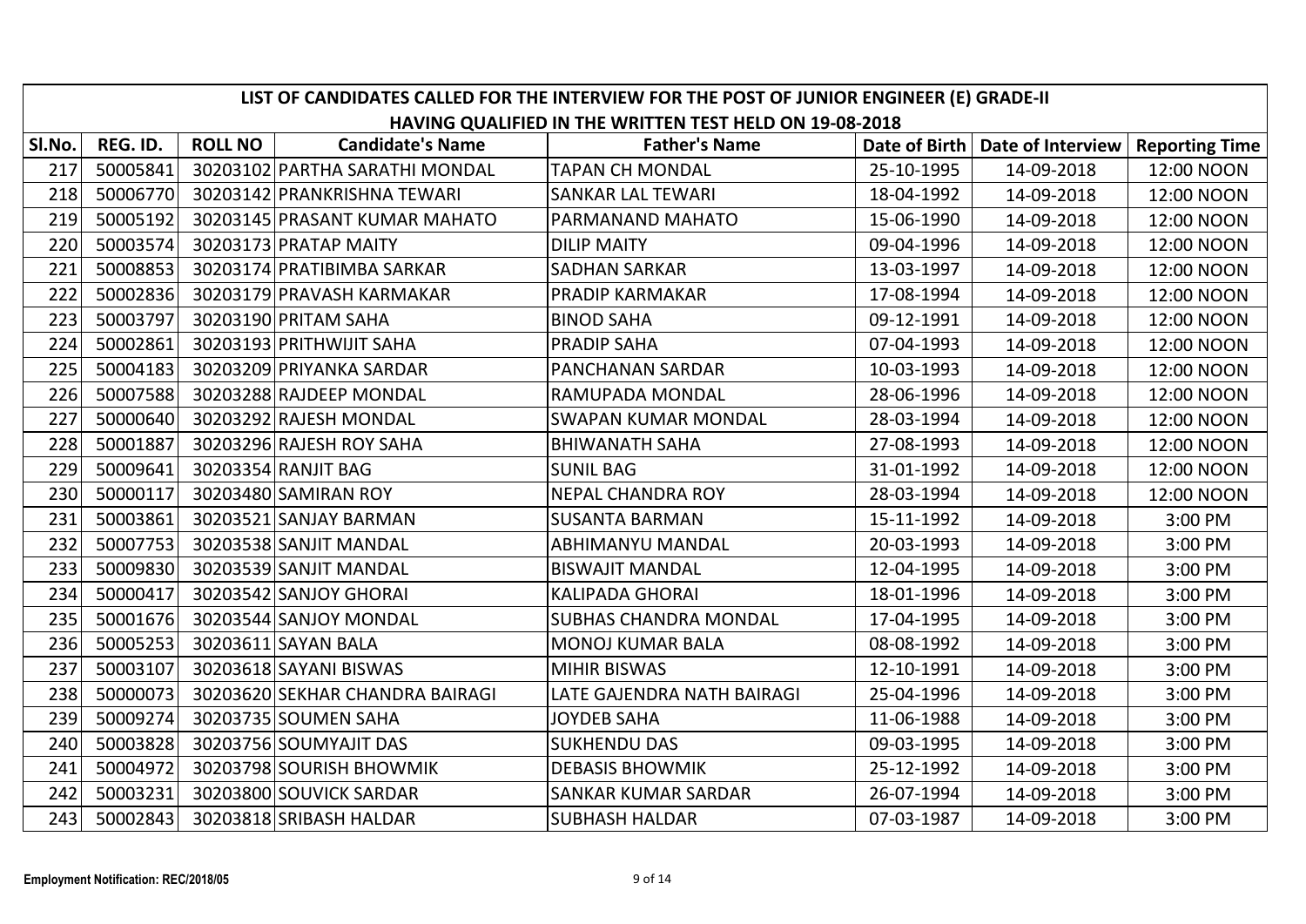| LIST OF CANDIDATES CALLED FOR THE INTERVIEW FOR THE POST OF JUNIOR ENGINEER (E) GRADE-II HAVING QUALIFIED IN THE WRITTEN TEST HELD ON 19-08-2018 | | | | | | | |
|---|---|---|---|---|---|---|---|
| Sl.No. | REG. ID. | ROLL NO | Candidate's Name | Father's Name | Date of Birth | Date of Interview | Reporting Time |
| 217 | 50005841 | 30203102 | PARTHA SARATHI MONDAL | TAPAN CH MONDAL | 25-10-1995 | 14-09-2018 | 12:00 NOON |
| 218 | 50006770 | 30203142 | PRANKRISHNA TEWARI | SANKAR LAL TEWARI | 18-04-1992 | 14-09-2018 | 12:00 NOON |
| 219 | 50005192 | 30203145 | PRASANT KUMAR MAHATO | PARMANAND MAHATO | 15-06-1990 | 14-09-2018 | 12:00 NOON |
| 220 | 50003574 | 30203173 | PRATAP MAITY | DILIP MAITY | 09-04-1996 | 14-09-2018 | 12:00 NOON |
| 221 | 50008853 | 30203174 | PRATIBIMBA SARKAR | SADHAN SARKAR | 13-03-1997 | 14-09-2018 | 12:00 NOON |
| 222 | 50002836 | 30203179 | PRAVASH KARMAKAR | PRADIP KARMAKAR | 17-08-1994 | 14-09-2018 | 12:00 NOON |
| 223 | 50003797 | 30203190 | PRITAM SAHA | BINOD SAHA | 09-12-1991 | 14-09-2018 | 12:00 NOON |
| 224 | 50002861 | 30203193 | PRITHWIJIT SAHA | PRADIP SAHA | 07-04-1993 | 14-09-2018 | 12:00 NOON |
| 225 | 50004183 | 30203209 | PRIYANKA SARDAR | PANCHANAN SARDAR | 10-03-1993 | 14-09-2018 | 12:00 NOON |
| 226 | 50007588 | 30203288 | RAJDEEP MONDAL | RAMUPADA MONDAL | 28-06-1996 | 14-09-2018 | 12:00 NOON |
| 227 | 50000640 | 30203292 | RAJESH MONDAL | SWAPAN KUMAR MONDAL | 28-03-1994 | 14-09-2018 | 12:00 NOON |
| 228 | 50001887 | 30203296 | RAJESH ROY SAHA | BHIWANATH SAHA | 27-08-1993 | 14-09-2018 | 12:00 NOON |
| 229 | 50009641 | 30203354 | RANJIT BAG | SUNIL BAG | 31-01-1992 | 14-09-2018 | 12:00 NOON |
| 230 | 50000117 | 30203480 | SAMIRAN ROY | NEPAL CHANDRA ROY | 28-03-1994 | 14-09-2018 | 12:00 NOON |
| 231 | 50003861 | 30203521 | SANJAY BARMAN | SUSANTA BARMAN | 15-11-1992 | 14-09-2018 | 3:00 PM |
| 232 | 50007753 | 30203538 | SANJIT MANDAL | ABHIMANYU MANDAL | 20-03-1993 | 14-09-2018 | 3:00 PM |
| 233 | 50009830 | 30203539 | SANJIT MANDAL | BISWAJIT MANDAL | 12-04-1995 | 14-09-2018 | 3:00 PM |
| 234 | 50000417 | 30203542 | SANJOY GHORAI | KALIPADA GHORAI | 18-01-1996 | 14-09-2018 | 3:00 PM |
| 235 | 50001676 | 30203544 | SANJOY MONDAL | SUBHAS CHANDRA MONDAL | 17-04-1995 | 14-09-2018 | 3:00 PM |
| 236 | 50005253 | 30203611 | SAYAN BALA | MONOJ KUMAR BALA | 08-08-1992 | 14-09-2018 | 3:00 PM |
| 237 | 50003107 | 30203618 | SAYANI BISWAS | MIHIR BISWAS | 12-10-1991 | 14-09-2018 | 3:00 PM |
| 238 | 50000073 | 30203620 | SEKHAR CHANDRA BAIRAGI | LATE GAJENDRA NATH BAIRAGI | 25-04-1996 | 14-09-2018 | 3:00 PM |
| 239 | 50009274 | 30203735 | SOUMEN SAHA | JOYDEB SAHA | 11-06-1988 | 14-09-2018 | 3:00 PM |
| 240 | 50003828 | 30203756 | SOUMYAJIT DAS | SUKHENDU DAS | 09-03-1995 | 14-09-2018 | 3:00 PM |
| 241 | 50004972 | 30203798 | SOURISH BHOWMIK | DEBASIS BHOWMIK | 25-12-1992 | 14-09-2018 | 3:00 PM |
| 242 | 50003231 | 30203800 | SOUVICK SARDAR | SANKAR KUMAR SARDAR | 26-07-1994 | 14-09-2018 | 3:00 PM |
| 243 | 50002843 | 30203818 | SRIBASH HALDAR | SUBHASH HALDAR | 07-03-1987 | 14-09-2018 | 3:00 PM |

**Employment Notification: REC/2018/05**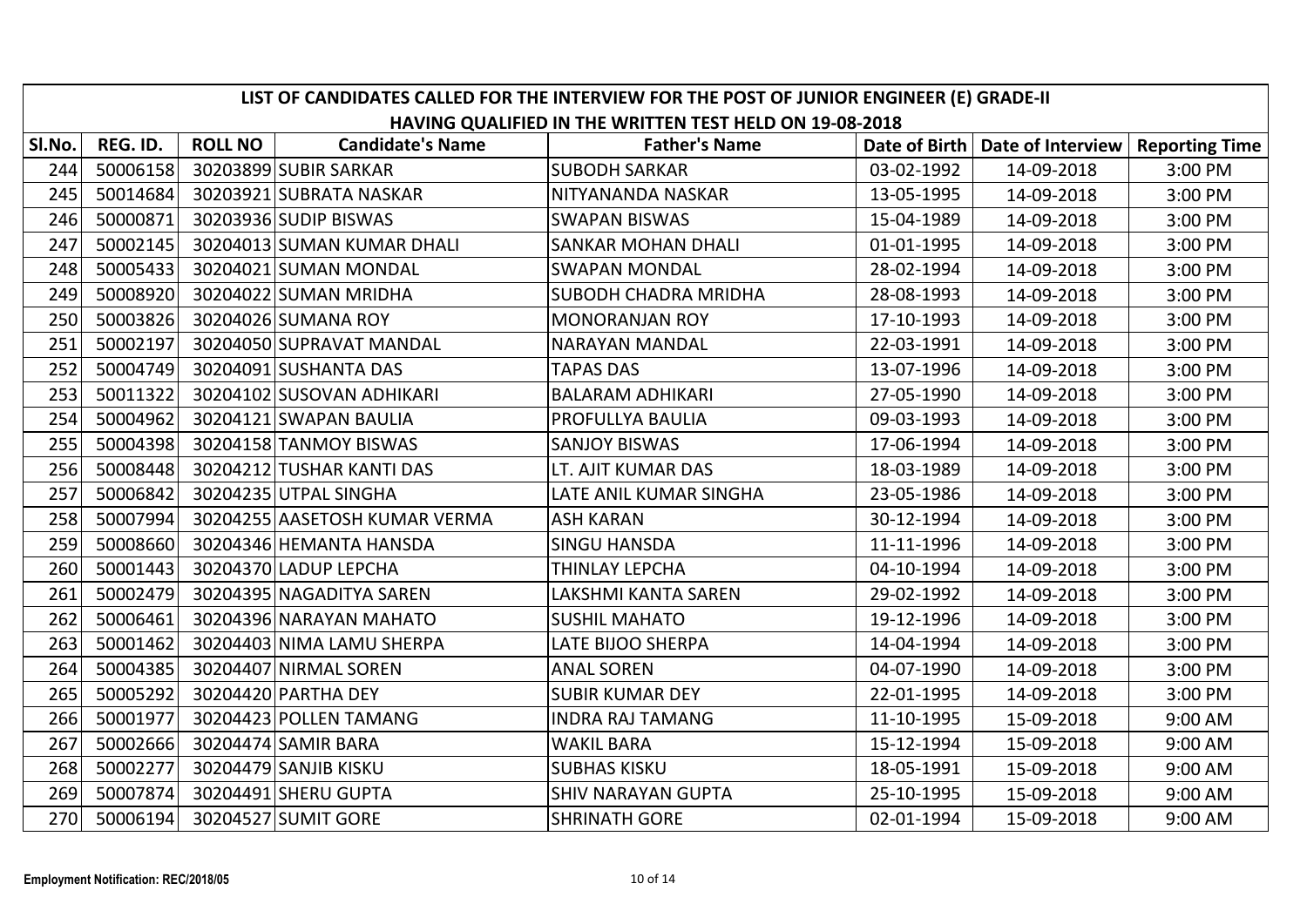## LIST OF CANDIDATES CALLED FOR THE INTERVIEW FOR THE POST OF JUNIOR ENGINEER (E) GRADE-II

### HAVING QUALIFIED IN THE WRITTEN TEST HELD ON 19-08-2018

| Sl.No. | REG. ID. | ROLL NO | Candidate's Name | Father's Name | Date of Birth | Date of Interview | Reporting Time |
|---|---|---|---|---|---|---|---|
| 244 | 50006158 | 30203899 | SUBIR SARKAR | SUBODH SARKAR | 03-02-1992 | 14-09-2018 | 3:00 PM |
| 245 | 50014684 | 30203921 | SUBRATA NASKAR | NITYANANDA NASKAR | 13-05-1995 | 14-09-2018 | 3:00 PM |
| 246 | 50000871 | 30203936 | SUDIP BISWAS | SWAPAN BISWAS | 15-04-1989 | 14-09-2018 | 3:00 PM |
| 247 | 50002145 | 30204013 | SUMAN KUMAR DHALI | SANKAR MOHAN DHALI | 01-01-1995 | 14-09-2018 | 3:00 PM |
| 248 | 50005433 | 30204021 | SUMAN MONDAL | SWAPAN MONDAL | 28-02-1994 | 14-09-2018 | 3:00 PM |
| 249 | 50008920 | 30204022 | SUMAN MRIDHA | SUBODH CHADRA MRIDHA | 28-08-1993 | 14-09-2018 | 3:00 PM |
| 250 | 50003826 | 30204026 | SUMANA ROY | MONORANJAN ROY | 17-10-1993 | 14-09-2018 | 3:00 PM |
| 251 | 50002197 | 30204050 | SUPRAVAT MANDAL | NARAYAN MANDAL | 22-03-1991 | 14-09-2018 | 3:00 PM |
| 252 | 50004749 | 30204091 | SUSHANTA DAS | TAPAS DAS | 13-07-1996 | 14-09-2018 | 3:00 PM |
| 253 | 50011322 | 30204102 | SUSOVAN ADHIKARI | BALARAM ADHIKARI | 27-05-1990 | 14-09-2018 | 3:00 PM |
| 254 | 50004962 | 30204121 | SWAPAN BAULIA | PROFULLYA BAULIA | 09-03-1993 | 14-09-2018 | 3:00 PM |
| 255 | 50004398 | 30204158 | TANMOY BISWAS | SANJOY BISWAS | 17-06-1994 | 14-09-2018 | 3:00 PM |
| 256 | 50008448 | 30204212 | TUSHAR KANTI DAS | LT. AJIT KUMAR DAS | 18-03-1989 | 14-09-2018 | 3:00 PM |
| 257 | 50006842 | 30204235 | UTPAL SINGHA | LATE ANIL KUMAR SINGHA | 23-05-1986 | 14-09-2018 | 3:00 PM |
| 258 | 50007994 | 30204255 | AASETOSH KUMAR VERMA | ASH KARAN | 30-12-1994 | 14-09-2018 | 3:00 PM |
| 259 | 50008660 | 30204346 | HEMANTA HANSDA | SINGU HANSDA | 11-11-1996 | 14-09-2018 | 3:00 PM |
| 260 | 50001443 | 30204370 | LADUP LEPCHA | THINLAY LEPCHA | 04-10-1994 | 14-09-2018 | 3:00 PM |
| 261 | 50002479 | 30204395 | NAGADITYA SAREN | LAKSHMI KANTA SAREN | 29-02-1992 | 14-09-2018 | 3:00 PM |
| 262 | 50006461 | 30204396 | NARAYAN MAHATO | SUSHIL MAHATO | 19-12-1996 | 14-09-2018 | 3:00 PM |
| 263 | 50001462 | 30204403 | NIMA LAMU SHERPA | LATE BIJOO SHERPA | 14-04-1994 | 14-09-2018 | 3:00 PM |
| 264 | 50004385 | 30204407 | NIRMAL SOREN | ANAL SOREN | 04-07-1990 | 14-09-2018 | 3:00 PM |
| 265 | 50005292 | 30204420 | PARTHA DEY | SUBIR KUMAR DEY | 22-01-1995 | 14-09-2018 | 3:00 PM |
| 266 | 50001977 | 30204423 | POLLEN TAMANG | INDRA RAJ TAMANG | 11-10-1995 | 15-09-2018 | 9:00 AM |
| 267 | 50002666 | 30204474 | SAMIR BARA | WAKIL BARA | 15-12-1994 | 15-09-2018 | 9:00 AM |
| 268 | 50002277 | 30204479 | SANJIB KISKU | SUBHAS KISKU | 18-05-1991 | 15-09-2018 | 9:00 AM |
| 269 | 50007874 | 30204491 | SHERU GUPTA | SHIV NARAYAN GUPTA | 25-10-1995 | 15-09-2018 | 9:00 AM |
| 270 | 50006194 | 30204527 | SUMIT GORE | SHRINATH GORE | 02-01-1994 | 15-09-2018 | 9:00 AM |

**Employment Notification: REC/2018/05**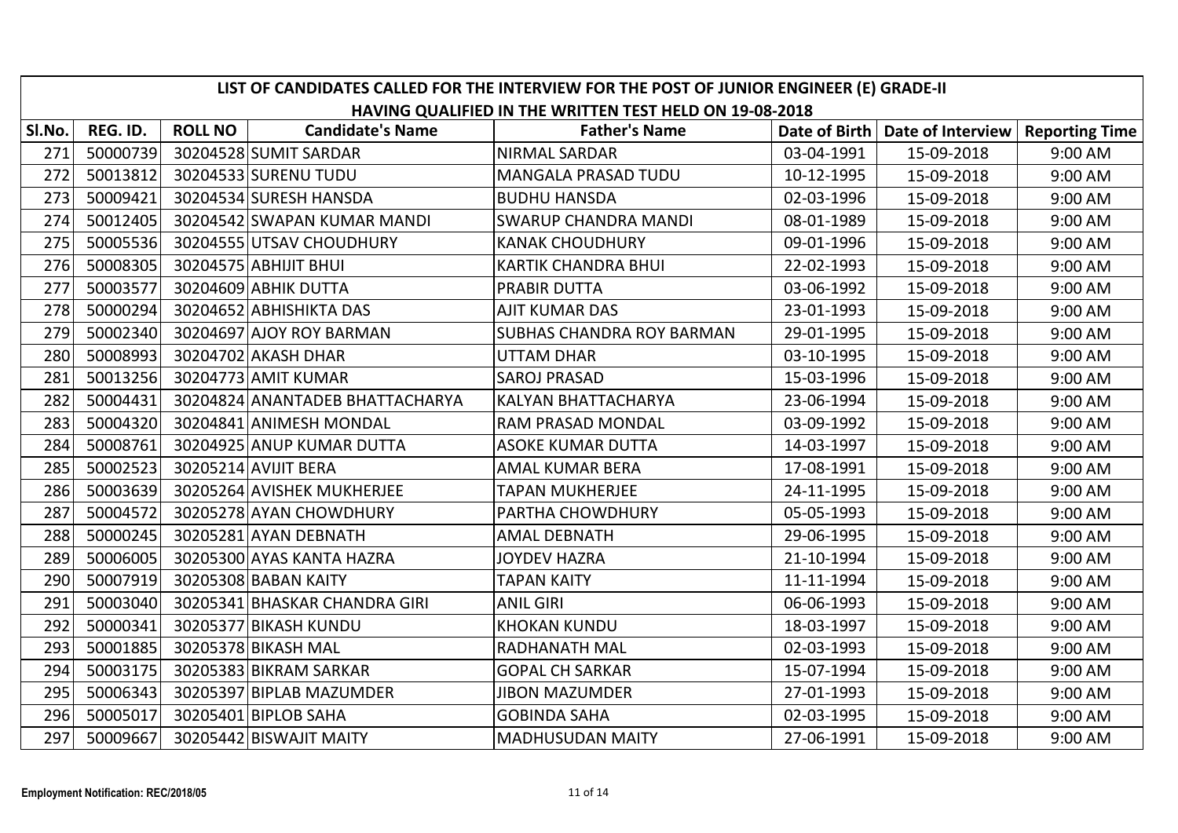| LIST OF CANDIDATES CALLED FOR THE INTERVIEW FOR THE POST OF JUNIOR ENGINEER (E) GRADE-II HAVING QUALIFIED IN THE WRITTEN TEST HELD ON 19-08-2018 | | | | | | | |
|---|---|---|---|---|---|---|---|
| Sl.No. | REG. ID. | ROLL NO | Candidate's Name | Father's Name | Date of Birth | Date of Interview | Reporting Time |
| 271 | 50000739 | 30204528 | SUMIT SARDAR | NIRMAL SARDAR | 03-04-1991 | 15-09-2018 | 9:00 AM |
| 272 | 50013812 | 30204533 | SURENU TUDU | MANGALA PRASAD TUDU | 10-12-1995 | 15-09-2018 | 9:00 AM |
| 273 | 50009421 | 30204534 | SURESH HANSDA | BUDHU HANSDA | 02-03-1996 | 15-09-2018 | 9:00 AM |
| 274 | 50012405 | 30204542 | SWAPAN KUMAR MANDI | SWARUP CHANDRA MANDI | 08-01-1989 | 15-09-2018 | 9:00 AM |
| 275 | 50005536 | 30204555 | UTSAV CHOUDHURY | KANAK CHOUDHURY | 09-01-1996 | 15-09-2018 | 9:00 AM |
| 276 | 50008305 | 30204575 | ABHIJIT BHUI | KARTIK CHANDRA BHUI | 22-02-1993 | 15-09-2018 | 9:00 AM |
| 277 | 50003577 | 30204609 | ABHIK DUTTA | PRABIR DUTTA | 03-06-1992 | 15-09-2018 | 9:00 AM |
| 278 | 50000294 | 30204652 | ABHISHIKTA DAS | AJIT KUMAR DAS | 23-01-1993 | 15-09-2018 | 9:00 AM |
| 279 | 50002340 | 30204697 | AJOY ROY BARMAN | SUBHAS CHANDRA ROY BARMAN | 29-01-1995 | 15-09-2018 | 9:00 AM |
| 280 | 50008993 | 30204702 | AKASH DHAR | UTTAM DHAR | 03-10-1995 | 15-09-2018 | 9:00 AM |
| 281 | 50013256 | 30204773 | AMIT KUMAR | SAROJ PRASAD | 15-03-1996 | 15-09-2018 | 9:00 AM |
| 282 | 50004431 | 30204824 | ANANTADEB BHATTACHARYA | KALYAN BHATTACHARYA | 23-06-1994 | 15-09-2018 | 9:00 AM |
| 283 | 50004320 | 30204841 | ANIMESH MONDAL | RAM PRASAD MONDAL | 03-09-1992 | 15-09-2018 | 9:00 AM |
| 284 | 50008761 | 30204925 | ANUP KUMAR DUTTA | ASOKE KUMAR DUTTA | 14-03-1997 | 15-09-2018 | 9:00 AM |
| 285 | 50002523 | 30205214 | AVIJIT BERA | AMAL KUMAR BERA | 17-08-1991 | 15-09-2018 | 9:00 AM |
| 286 | 50003639 | 30205264 | AVISHEK MUKHERJEE | TAPAN MUKHERJEE | 24-11-1995 | 15-09-2018 | 9:00 AM |
| 287 | 50004572 | 30205278 | AYAN CHOWDHURY | PARTHA CHOWDHURY | 05-05-1993 | 15-09-2018 | 9:00 AM |
| 288 | 50000245 | 30205281 | AYAN DEBNATH | AMAL DEBNATH | 29-06-1995 | 15-09-2018 | 9:00 AM |
| 289 | 50006005 | 30205300 | AYAS KANTA HAZRA | JOYDEV HAZRA | 21-10-1994 | 15-09-2018 | 9:00 AM |
| 290 | 50007919 | 30205308 | BABAN KAITY | TAPAN KAITY | 11-11-1994 | 15-09-2018 | 9:00 AM |
| 291 | 50003040 | 30205341 | BHASKAR CHANDRA GIRI | ANIL GIRI | 06-06-1993 | 15-09-2018 | 9:00 AM |
| 292 | 50000341 | 30205377 | BIKASH KUNDU | KHOKAN KUNDU | 18-03-1997 | 15-09-2018 | 9:00 AM |
| 293 | 50001885 | 30205378 | BIKASH MAL | RADHANATH MAL | 02-03-1993 | 15-09-2018 | 9:00 AM |
| 294 | 50003175 | 30205383 | BIKRAM SARKAR | GOPAL CH SARKAR | 15-07-1994 | 15-09-2018 | 9:00 AM |
| 295 | 50006343 | 30205397 | BIPLAB MAZUMDER | JIBON MAZUMDER | 27-01-1993 | 15-09-2018 | 9:00 AM |
| 296 | 50005017 | 30205401 | BIPLOB SAHA | GOBINDA SAHA | 02-03-1995 | 15-09-2018 | 9:00 AM |
| 297 | 50009667 | 30205442 | BISWAJIT MAITY | MADHUSUDAN MAITY | 27-06-1991 | 15-09-2018 | 9:00 AM |

**Employment Notification: REC/2018/05**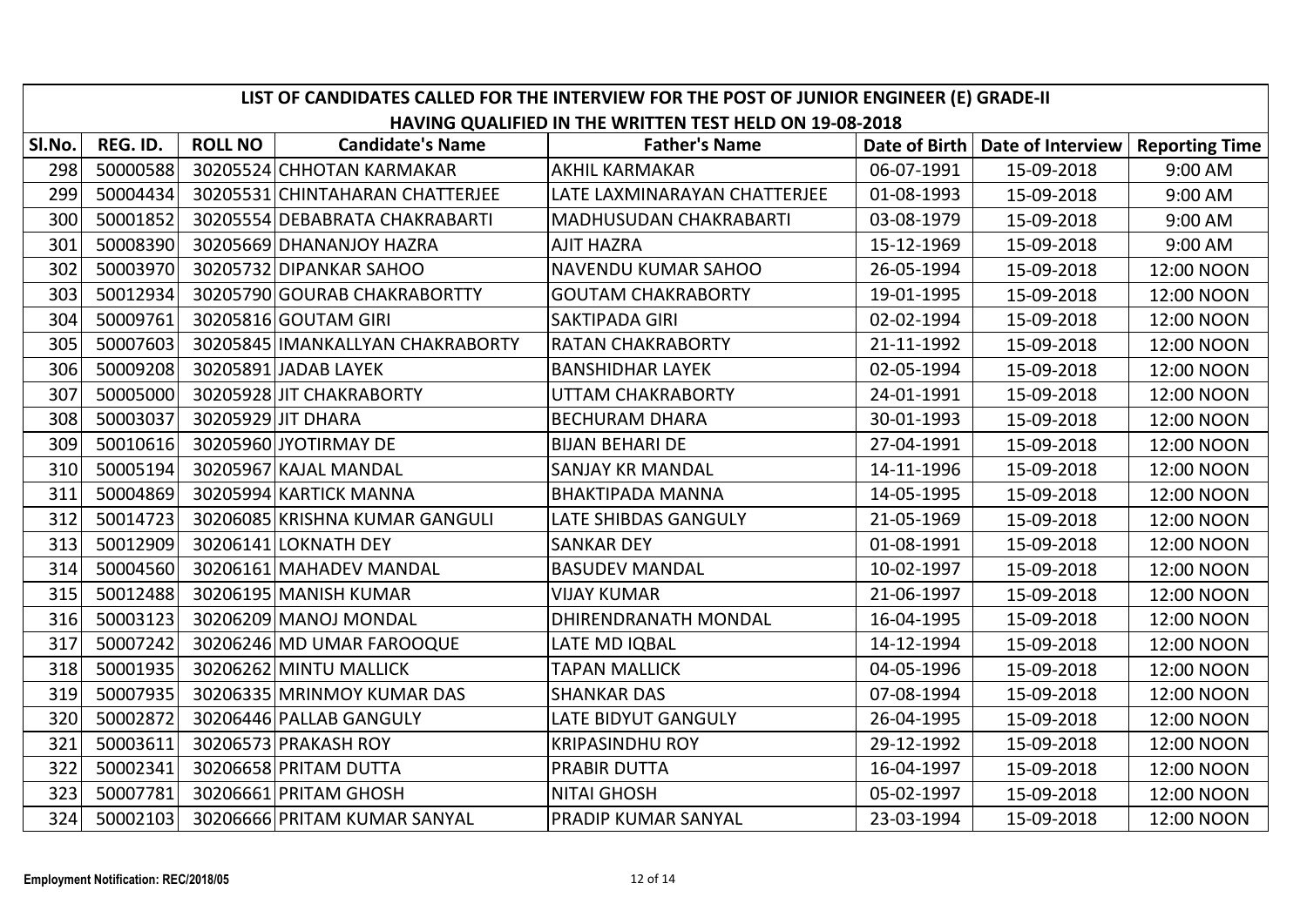| LIST OF CANDIDATES CALLED FOR THE INTERVIEW FOR THE POST OF JUNIOR ENGINEER (E) GRADE-II HAVING QUALIFIED IN THE WRITTEN TEST HELD ON 19-08-2018 | | | | | | | |
|---|---|---|---|---|---|---|---|
| Sl.No. | REG. ID. | ROLL NO | Candidate's Name | Father's Name | Date of Birth | Date of Interview | Reporting Time |
| 298 | 50000588 | 30205524 | CHHOTAN KARMAKAR | AKHIL KARMAKAR | 06-07-1991 | 15-09-2018 | 9:00 AM |
| 299 | 50004434 | 30205531 | CHINTAHARAN CHATTERJEE | LATE LAXMINARAYAN CHATTERJEE | 01-08-1993 | 15-09-2018 | 9:00 AM |
| 300 | 50001852 | 30205554 | DEBABRATA CHAKRABARTI | MADHUSUDAN CHAKRABARTI | 03-08-1979 | 15-09-2018 | 9:00 AM |
| 301 | 50008390 | 30205669 | DHANANJOY HAZRA | AJIT HAZRA | 15-12-1969 | 15-09-2018 | 9:00 AM |
| 302 | 50003970 | 30205732 | DIPANKAR SAHOO | NAVENDU KUMAR SAHOO | 26-05-1994 | 15-09-2018 | 12:00 NOON |
| 303 | 50012934 | 30205790 | GOURAB CHAKRABORTTY | GOUTAM CHAKRABORTY | 19-01-1995 | 15-09-2018 | 12:00 NOON |
| 304 | 50009761 | 30205816 | GOUTAM GIRI | SAKTIPADA GIRI | 02-02-1994 | 15-09-2018 | 12:00 NOON |
| 305 | 50007603 | 30205845 | IMANKALLYAN CHAKRABORTY | RATAN CHAKRABORTY | 21-11-1992 | 15-09-2018 | 12:00 NOON |
| 306 | 50009208 | 30205891 | JADAB LAYEK | BANSHIDHAR LAYEK | 02-05-1994 | 15-09-2018 | 12:00 NOON |
| 307 | 50005000 | 30205928 | JIT CHAKRABORTY | UTTAM CHAKRABORTY | 24-01-1991 | 15-09-2018 | 12:00 NOON |
| 308 | 50003037 | 30205929 | JIT DHARA | BECHURAM DHARA | 30-01-1993 | 15-09-2018 | 12:00 NOON |
| 309 | 50010616 | 30205960 | JYOTIRMAY DE | BIJAN BEHARI DE | 27-04-1991 | 15-09-2018 | 12:00 NOON |
| 310 | 50005194 | 30205967 | KAJAL MANDAL | SANJAY KR MANDAL | 14-11-1996 | 15-09-2018 | 12:00 NOON |
| 311 | 50004869 | 30205994 | KARTICK MANNA | BHAKTIPADA MANNA | 14-05-1995 | 15-09-2018 | 12:00 NOON |
| 312 | 50014723 | 30206085 | KRISHNA KUMAR GANGULI | LATE SHIBDAS GANGULY | 21-05-1969 | 15-09-2018 | 12:00 NOON |
| 313 | 50012909 | 30206141 | LOKNATH DEY | SANKAR DEY | 01-08-1991 | 15-09-2018 | 12:00 NOON |
| 314 | 50004560 | 30206161 | MAHADEV MANDAL | BASUDEV MANDAL | 10-02-1997 | 15-09-2018 | 12:00 NOON |
| 315 | 50012488 | 30206195 | MANISH KUMAR | VIJAY KUMAR | 21-06-1997 | 15-09-2018 | 12:00 NOON |
| 316 | 50003123 | 30206209 | MANOJ MONDAL | DHIRENDRANATH MONDAL | 16-04-1995 | 15-09-2018 | 12:00 NOON |
| 317 | 50007242 | 30206246 | MD UMAR FAROOQUE | LATE MD IQBAL | 14-12-1994 | 15-09-2018 | 12:00 NOON |
| 318 | 50001935 | 30206262 | MINTU MALLICK | TAPAN MALLICK | 04-05-1996 | 15-09-2018 | 12:00 NOON |
| 319 | 50007935 | 30206335 | MRINMOY KUMAR DAS | SHANKAR DAS | 07-08-1994 | 15-09-2018 | 12:00 NOON |
| 320 | 50002872 | 30206446 | PALLAB GANGULY | LATE BIDYUT GANGULY | 26-04-1995 | 15-09-2018 | 12:00 NOON |
| 321 | 50003611 | 30206573 | PRAKASH ROY | KRIPASINDHU ROY | 29-12-1992 | 15-09-2018 | 12:00 NOON |
| 322 | 50002341 | 30206658 | PRITAM DUTTA | PRABIR DUTTA | 16-04-1997 | 15-09-2018 | 12:00 NOON |
| 323 | 50007781 | 30206661 | PRITAM GHOSH | NITAI GHOSH | 05-02-1997 | 15-09-2018 | 12:00 NOON |
| 324 | 50002103 | 30206666 | PRITAM KUMAR SANYAL | PRADIP KUMAR SANYAL | 23-03-1994 | 15-09-2018 | 12:00 NOON |

**Employment Notification: REC/2018/05**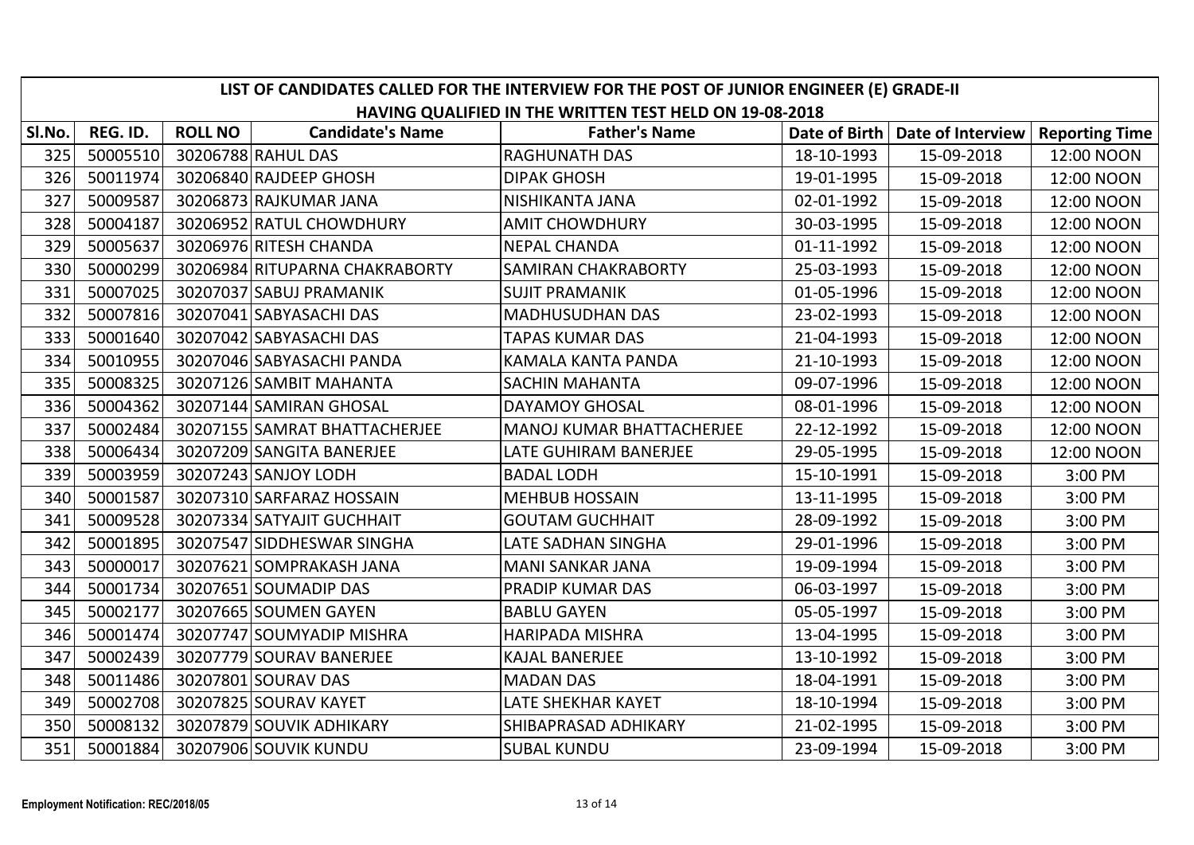| LIST OF CANDIDATES CALLED FOR THE INTERVIEW FOR THE POST OF JUNIOR ENGINEER (E) GRADE-II HAVING QUALIFIED IN THE WRITTEN TEST HELD ON 19-08-2018 | | | | | | | |
|---|---|---|---|---|---|---|---|
| Sl.No. | REG. ID. | ROLL NO | Candidate's Name | Father's Name | Date of Birth | Date of Interview | Reporting Time |
| 325 | 50005510 | 30206788 | RAHUL DAS | RAGHUNATH DAS | 18-10-1993 | 15-09-2018 | 12:00 NOON |
| 326 | 50011974 | 30206840 | RAJDEEP GHOSH | DIPAK GHOSH | 19-01-1995 | 15-09-2018 | 12:00 NOON |
| 327 | 50009587 | 30206873 | RAJKUMAR JANA | NISHIKANTA JANA | 02-01-1992 | 15-09-2018 | 12:00 NOON |
| 328 | 50004187 | 30206952 | RATUL CHOWDHURY | AMIT CHOWDHURY | 30-03-1995 | 15-09-2018 | 12:00 NOON |
| 329 | 50005637 | 30206976 | RITESH CHANDA | NEPAL CHANDA | 01-11-1992 | 15-09-2018 | 12:00 NOON |
| 330 | 50000299 | 30206984 | RITUPARNA CHAKRABORTY | SAMIRAN CHAKRABORTY | 25-03-1993 | 15-09-2018 | 12:00 NOON |
| 331 | 50007025 | 30207037 | SABUJ PRAMANIK | SUJIT PRAMANIK | 01-05-1996 | 15-09-2018 | 12:00 NOON |
| 332 | 50007816 | 30207041 | SABYASACHI DAS | MADHUSUDHAN DAS | 23-02-1993 | 15-09-2018 | 12:00 NOON |
| 333 | 50001640 | 30207042 | SABYASACHI DAS | TAPAS KUMAR DAS | 21-04-1993 | 15-09-2018 | 12:00 NOON |
| 334 | 50010955 | 30207046 | SABYASACHI PANDA | KAMALA KANTA PANDA | 21-10-1993 | 15-09-2018 | 12:00 NOON |
| 335 | 50008325 | 30207126 | SAMBIT MAHANTA | SACHIN MAHANTA | 09-07-1996 | 15-09-2018 | 12:00 NOON |
| 336 | 50004362 | 30207144 | SAMIRAN GHOSAL | DAYAMOY GHOSAL | 08-01-1996 | 15-09-2018 | 12:00 NOON |
| 337 | 50002484 | 30207155 | SAMRAT BHATTACHERJEE | MANOJ KUMAR BHATTACHERJEE | 22-12-1992 | 15-09-2018 | 12:00 NOON |
| 338 | 50006434 | 30207209 | SANGITA BANERJEE | LATE GUHIRAM BANERJEE | 29-05-1995 | 15-09-2018 | 12:00 NOON |
| 339 | 50003959 | 30207243 | SANJOY LODH | BADAL LODH | 15-10-1991 | 15-09-2018 | 3:00 PM |
| 340 | 50001587 | 30207310 | SARFARAZ HOSSAIN | MEHBUB HOSSAIN | 13-11-1995 | 15-09-2018 | 3:00 PM |
| 341 | 50009528 | 30207334 | SATYAJIT GUCHHAIT | GOUTAM GUCHHAIT | 28-09-1992 | 15-09-2018 | 3:00 PM |
| 342 | 50001895 | 30207547 | SIDDHESWAR SINGHA | LATE SADHAN SINGHA | 29-01-1996 | 15-09-2018 | 3:00 PM |
| 343 | 50000017 | 30207621 | SOMPRAKASH JANA | MANI SANKAR JANA | 19-09-1994 | 15-09-2018 | 3:00 PM |
| 344 | 50001734 | 30207651 | SOUMADIP DAS | PRADIP KUMAR DAS | 06-03-1997 | 15-09-2018 | 3:00 PM |
| 345 | 50002177 | 30207665 | SOUMEN GAYEN | BABLU GAYEN | 05-05-1997 | 15-09-2018 | 3:00 PM |
| 346 | 50001474 | 30207747 | SOUMYADIP MISHRA | HARIPADA MISHRA | 13-04-1995 | 15-09-2018 | 3:00 PM |
| 347 | 50002439 | 30207779 | SOURAV BANERJEE | KAJAL BANERJEE | 13-10-1992 | 15-09-2018 | 3:00 PM |
| 348 | 50011486 | 30207801 | SOURAV DAS | MADAN DAS | 18-04-1991 | 15-09-2018 | 3:00 PM |
| 349 | 50002708 | 30207825 | SOURAV KAYET | LATE SHEKHAR KAYET | 18-10-1994 | 15-09-2018 | 3:00 PM |
| 350 | 50008132 | 30207879 | SOUVIK ADHIKARY | SHIBAPRASAD ADHIKARY | 21-02-1995 | 15-09-2018 | 3:00 PM |
| 351 | 50001884 | 30207906 | SOUVIK KUNDU | SUBAL KUNDU | 23-09-1994 | 15-09-2018 | 3:00 PM |

**Employment Notification: REC/2018/05**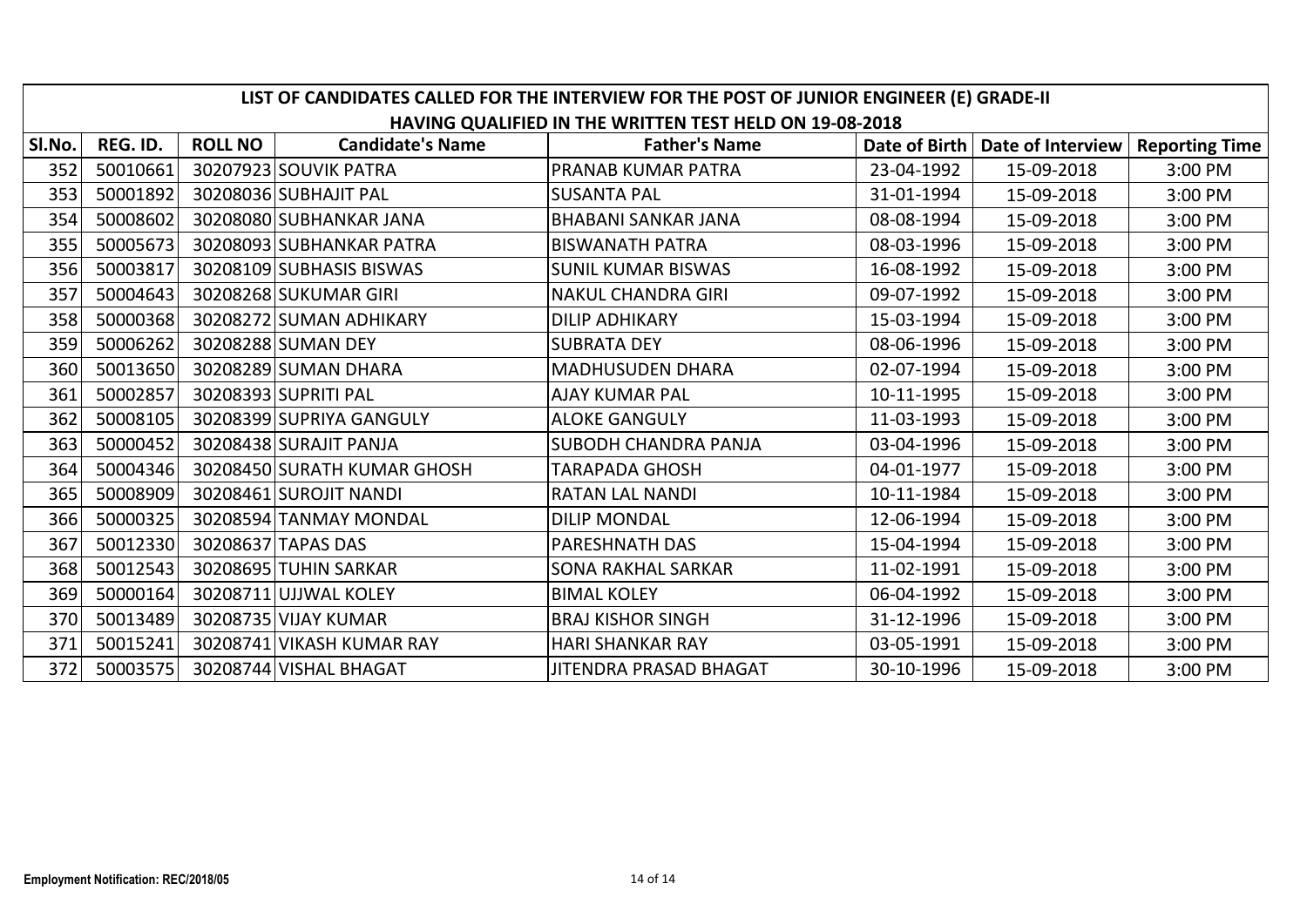| LIST OF CANDIDATES CALLED FOR THE INTERVIEW FOR THE POST OF JUNIOR ENGINEER (E) GRADE-II HAVING QUALIFIED IN THE WRITTEN TEST HELD ON 19-08-2018 | | | | | | | |
|---|---|---|---|---|---|---|---|
| Sl.No. | REG. ID. | ROLL NO | Candidate's Name | Father's Name | Date of Birth | Date of Interview | Reporting Time |
| 352 | 50010661 | 30207923 | SOUVIK PATRA | PRANAB KUMAR PATRA | 23-04-1992 | 15-09-2018 | 3:00 PM |
| 353 | 50001892 | 30208036 | SUBHAJIT PAL | SUSANTA PAL | 31-01-1994 | 15-09-2018 | 3:00 PM |
| 354 | 50008602 | 30208080 | SUBHANKAR JANA | BHABANI SANKAR JANA | 08-08-1994 | 15-09-2018 | 3:00 PM |
| 355 | 50005673 | 30208093 | SUBHANKAR PATRA | BISWANATH PATRA | 08-03-1996 | 15-09-2018 | 3:00 PM |
| 356 | 50003817 | 30208109 | SUBHASIS BISWAS | SUNIL KUMAR BISWAS | 16-08-1992 | 15-09-2018 | 3:00 PM |
| 357 | 50004643 | 30208268 | SUKUMAR GIRI | NAKUL CHANDRA GIRI | 09-07-1992 | 15-09-2018 | 3:00 PM |
| 358 | 50000368 | 30208272 | SUMAN ADHIKARY | DILIP ADHIKARY | 15-03-1994 | 15-09-2018 | 3:00 PM |
| 359 | 50006262 | 30208288 | SUMAN DEY | SUBRATA DEY | 08-06-1996 | 15-09-2018 | 3:00 PM |
| 360 | 50013650 | 30208289 | SUMAN DHARA | MADHUSUDEN DHARA | 02-07-1994 | 15-09-2018 | 3:00 PM |
| 361 | 50002857 | 30208393 | SUPRITI PAL | AJAY KUMAR PAL | 10-11-1995 | 15-09-2018 | 3:00 PM |
| 362 | 50008105 | 30208399 | SUPRIYA GANGULY | ALOKE GANGULY | 11-03-1993 | 15-09-2018 | 3:00 PM |
| 363 | 50000452 | 30208438 | SURAJIT PANJA | SUBODH CHANDRA PANJA | 03-04-1996 | 15-09-2018 | 3:00 PM |
| 364 | 50004346 | 30208450 | SURATH KUMAR GHOSH | TARAPADA GHOSH | 04-01-1977 | 15-09-2018 | 3:00 PM |
| 365 | 50008909 | 30208461 | SUROJIT NANDI | RATAN LAL NANDI | 10-11-1984 | 15-09-2018 | 3:00 PM |
| 366 | 50000325 | 30208594 | TANMAY MONDAL | DILIP MONDAL | 12-06-1994 | 15-09-2018 | 3:00 PM |
| 367 | 50012330 | 30208637 | TAPAS DAS | PARESHNATH DAS | 15-04-1994 | 15-09-2018 | 3:00 PM |
| 368 | 50012543 | 30208695 | TUHIN SARKAR | SONA RAKHAL SARKAR | 11-02-1991 | 15-09-2018 | 3:00 PM |
| 369 | 50000164 | 30208711 | UJJWAL KOLEY | BIMAL KOLEY | 06-04-1992 | 15-09-2018 | 3:00 PM |
| 370 | 50013489 | 30208735 | VIJAY KUMAR | BRAJ KISHOR SINGH | 31-12-1996 | 15-09-2018 | 3:00 PM |
| 371 | 50015241 | 30208741 | VIKASH KUMAR RAY | HARI SHANKAR RAY | 03-05-1991 | 15-09-2018 | 3:00 PM |
| 372 | 50003575 | 30208744 | VISHAL BHAGAT | JITENDRA PRASAD BHAGAT | 30-10-1996 | 15-09-2018 | 3:00 PM |

**Employment Notification: REC/2018/05**